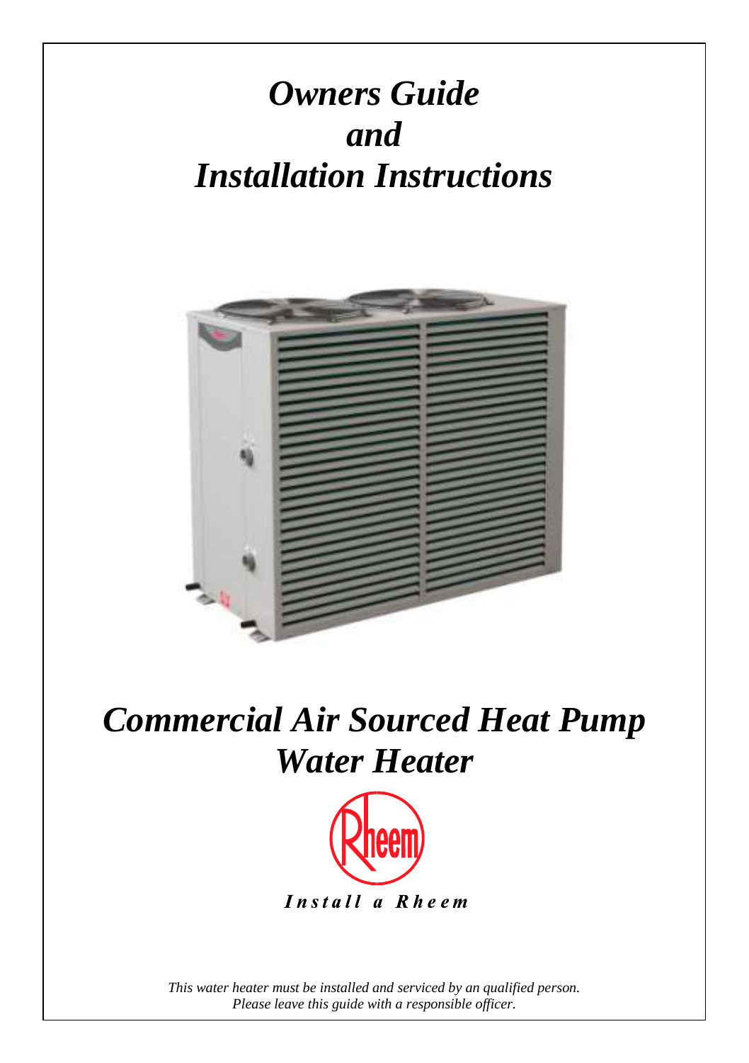# *Owners Guide and Installation Instructions*

# *Commercial Air Sourced Heat Pump Water Heater*

Rheem

***Install a Rheem***

*This water heater must be installed and serviced by an qualified person.*
*Please leave this guide with a responsible officer.*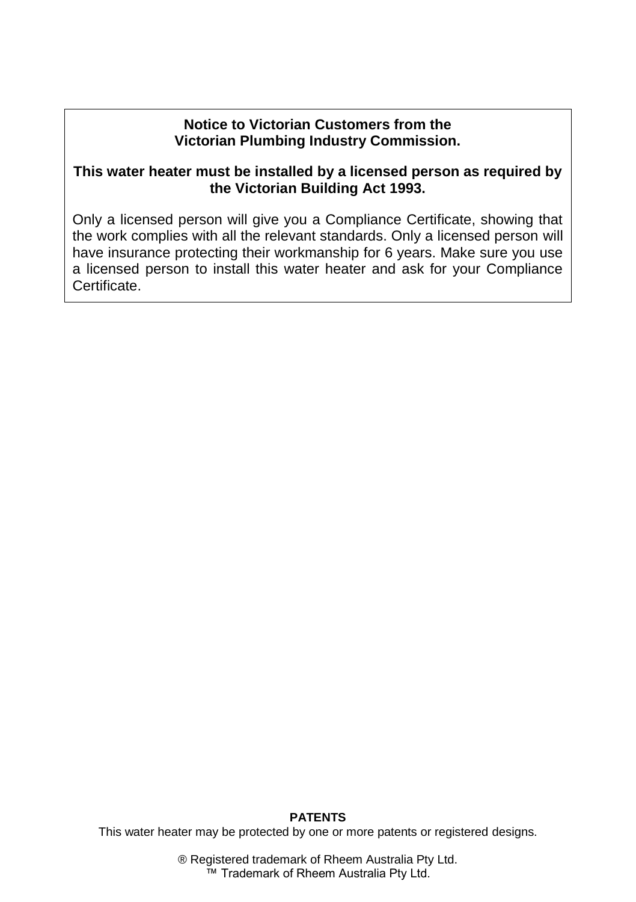**Notice to Victorian Customers from the Victorian Plumbing Industry Commission.**

**This water heater must be installed by a licensed person as required by the Victorian Building Act 1993.**

Only a licensed person will give you a Compliance Certificate, showing that the work complies with all the relevant standards. Only a licensed person will have insurance protecting their workmanship for 6 years. Make sure you use a licensed person to install this water heater and ask for your Compliance Certificate.

**PATENTS**

This water heater may be protected by one or more patents or registered designs.

® Registered trademark of Rheem Australia Pty Ltd.
™ Trademark of Rheem Australia Pty Ltd.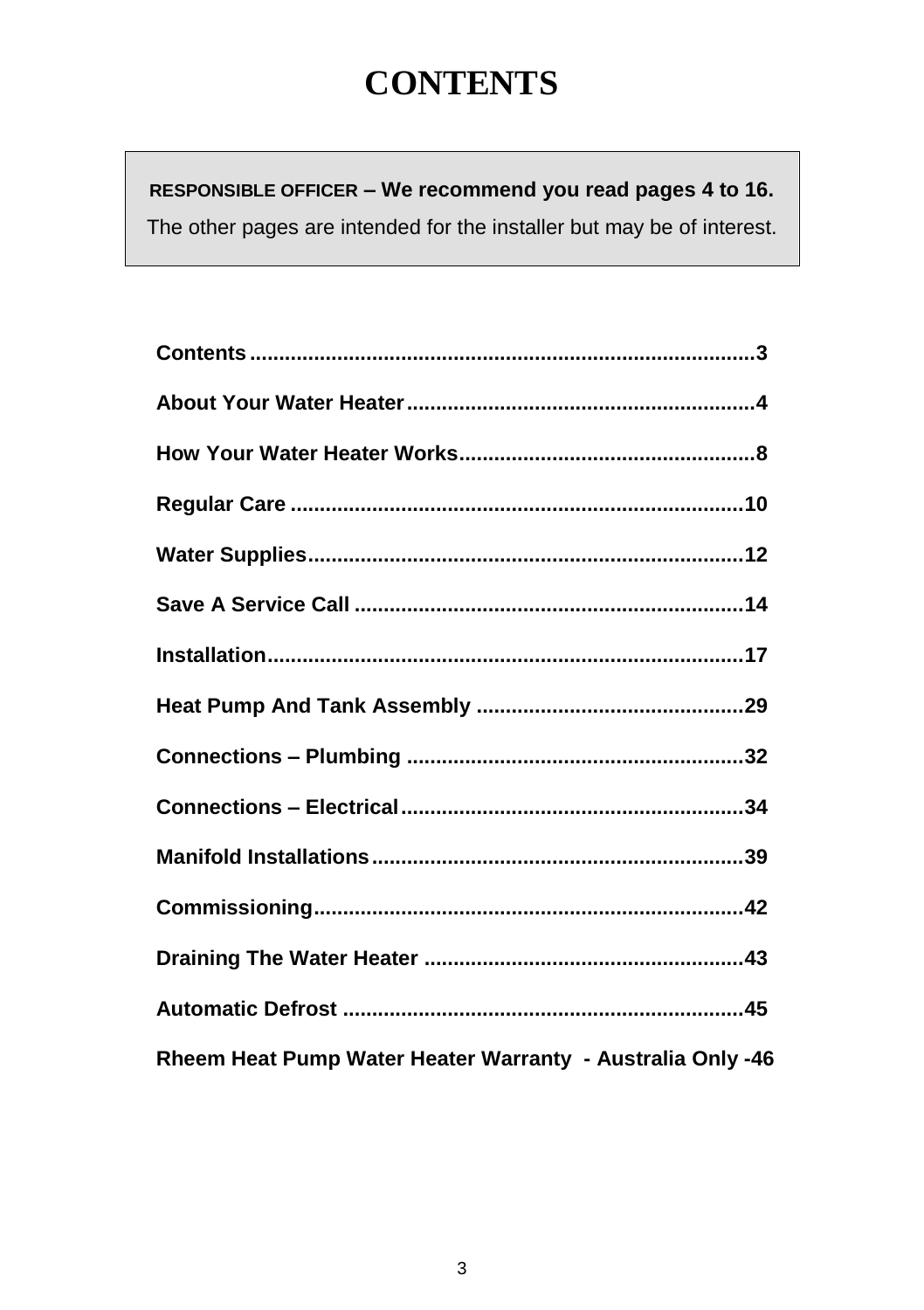# CONTENTS

**RESPONSIBLE OFFICER – We recommend you read pages 4 to 16.**

The other pages are intended for the installer but may be of interest.

| | |
|---|---|
| **Contents** | **3** |
| **About Your Water Heater** | **4** |
| **How Your Water Heater Works** | **8** |
| **Regular Care** | **10** |
| **Water Supplies** | **12** |
| **Save A Service Call** | **14** |
| **Installation** | **17** |
| **Heat Pump And Tank Assembly** | **29** |
| **Connections – Plumbing** | **32** |
| **Connections – Electrical** | **34** |
| **Manifold Installations** | **39** |
| **Commissioning** | **42** |
| **Draining The Water Heater** | **43** |
| **Automatic Defrost** | **45** |
| **Rheem Heat Pump Water Heater Warranty - Australia Only** | **46** |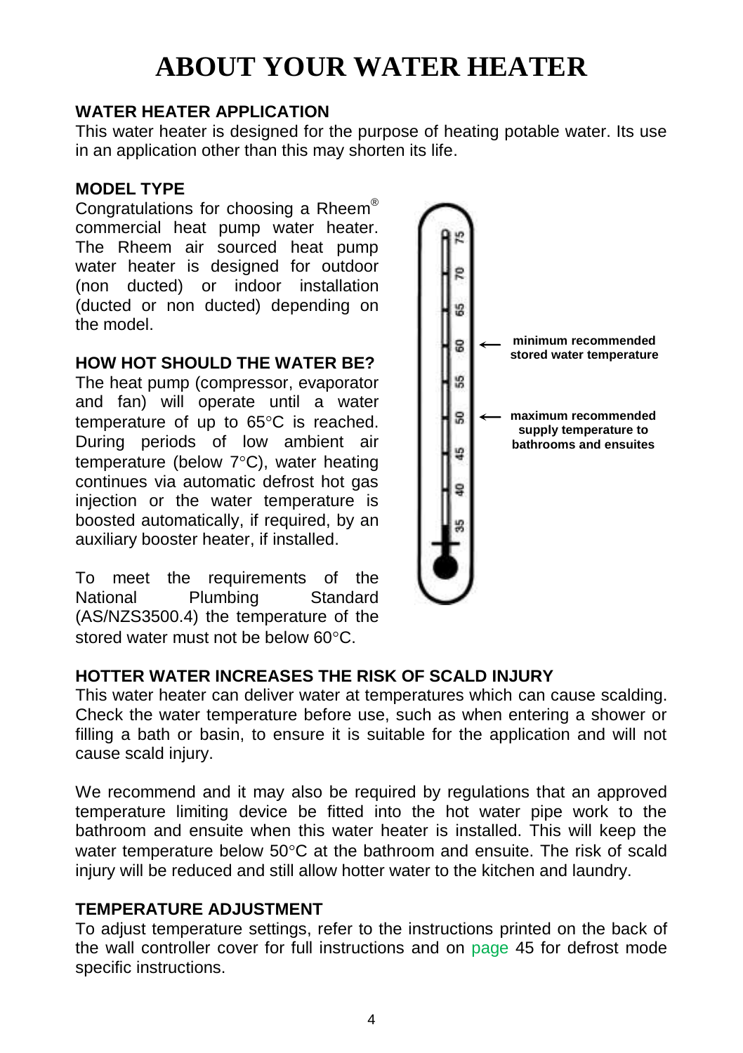# ABOUT YOUR WATER HEATER

## WATER HEATER APPLICATION

This water heater is designed for the purpose of heating potable water. Its use in an application other than this may shorten its life.

## MODEL TYPE

Congratulations for choosing a Rheem® commercial heat pump water heater. The Rheem air sourced heat pump water heater is designed for outdoor (non ducted) or indoor installation (ducted or non ducted) depending on the model.

## HOW HOT SHOULD THE WATER BE?

The heat pump (compressor, evaporator and fan) will operate until a water temperature of up to 65°C is reached. During periods of low ambient air temperature (below 7°C), water heating continues via automatic defrost hot gas injection or the water temperature is boosted automatically, if required, by an auxiliary booster heater, if installed.

To meet the requirements of the National Plumbing Standard (AS/NZS3500.4) the temperature of the stored water must not be below 60°C.

minimum recommended stored water temperature

maximum recommended supply temperature to bathrooms and ensuites

## HOTTER WATER INCREASES THE RISK OF SCALD INJURY

This water heater can deliver water at temperatures which can cause scalding. Check the water temperature before use, such as when entering a shower or filling a bath or basin, to ensure it is suitable for the application and will not cause scald injury.

We recommend and it may also be required by regulations that an approved temperature limiting device be fitted into the hot water pipe work to the bathroom and ensuite when this water heater is installed. This will keep the water temperature below 50°C at the bathroom and ensuite. The risk of scald injury will be reduced and still allow hotter water to the kitchen and laundry.

## TEMPERATURE ADJUSTMENT

To adjust temperature settings, refer to the instructions printed on the back of the wall controller cover for full instructions and on page 45 for defrost mode specific instructions.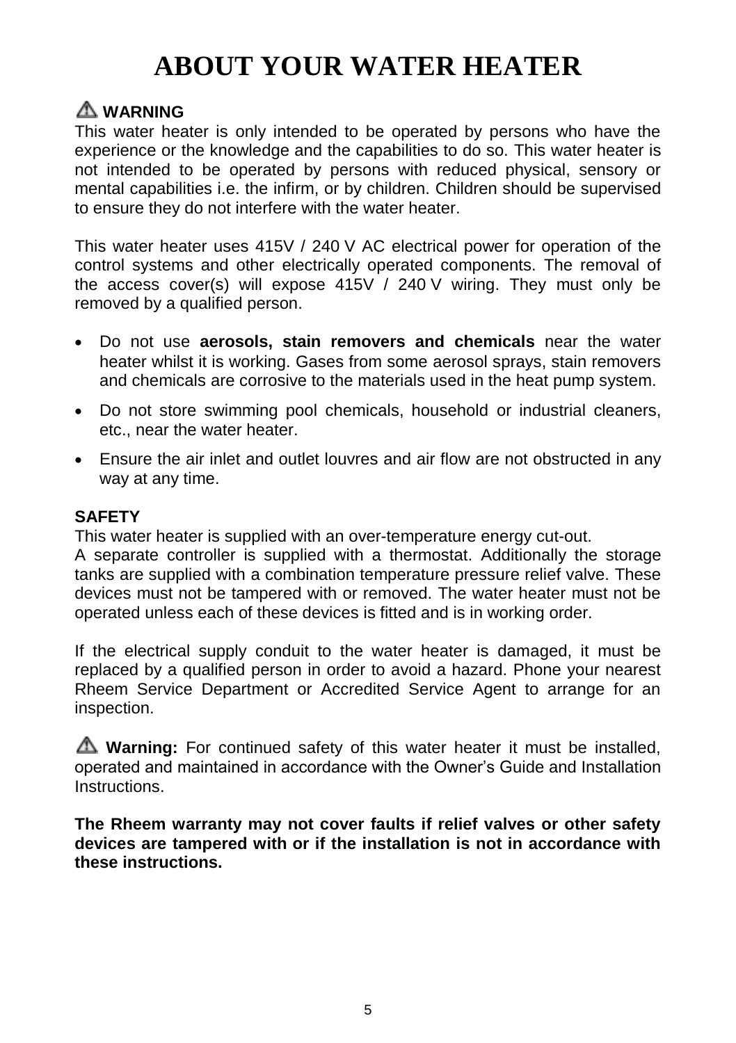# ABOUT YOUR WATER HEATER

⚠ **WARNING**

This water heater is only intended to be operated by persons who have the experience or the knowledge and the capabilities to do so. This water heater is not intended to be operated by persons with reduced physical, sensory or mental capabilities i.e. the infirm, or by children. Children should be supervised to ensure they do not interfere with the water heater.

This water heater uses 415V / 240 V AC electrical power for operation of the control systems and other electrically operated components. The removal of the access cover(s) will expose 415V / 240 V wiring. They must only be removed by a qualified person.

- Do not use **aerosols, stain removers and chemicals** near the water heater whilst it is working. Gases from some aerosol sprays, stain removers and chemicals are corrosive to the materials used in the heat pump system.
- Do not store swimming pool chemicals, household or industrial cleaners, etc., near the water heater.
- Ensure the air inlet and outlet louvres and air flow are not obstructed in any way at any time.

**SAFETY**

This water heater is supplied with an over-temperature energy cut-out.
A separate controller is supplied with a thermostat. Additionally the storage tanks are supplied with a combination temperature pressure relief valve. These devices must not be tampered with or removed. The water heater must not be operated unless each of these devices is fitted and is in working order.

If the electrical supply conduit to the water heater is damaged, it must be replaced by a qualified person in order to avoid a hazard. Phone your nearest Rheem Service Department or Accredited Service Agent to arrange for an inspection.

⚠ **Warning:** For continued safety of this water heater it must be installed, operated and maintained in accordance with the Owner's Guide and Installation Instructions.

**The Rheem warranty may not cover faults if relief valves or other safety devices are tampered with or if the installation is not in accordance with these instructions.**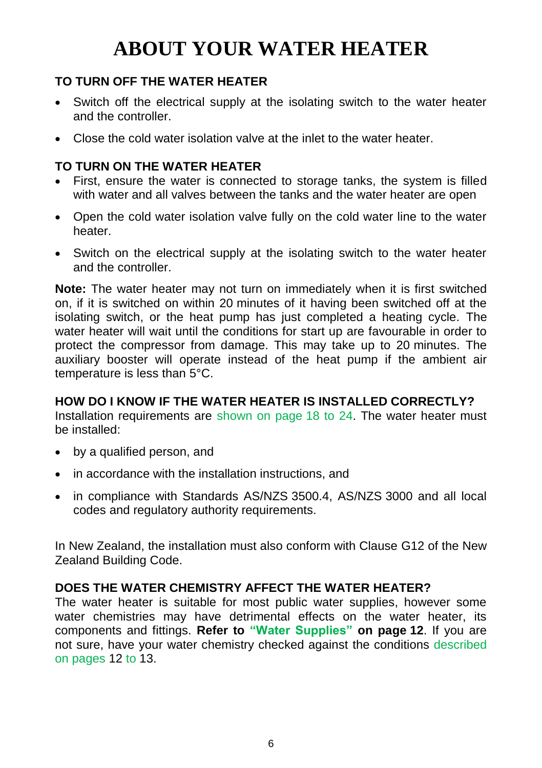# ABOUT YOUR WATER HEATER

### TO TURN OFF THE WATER HEATER

- Switch off the electrical supply at the isolating switch to the water heater and the controller.
- Close the cold water isolation valve at the inlet to the water heater.

### TO TURN ON THE WATER HEATER

- First, ensure the water is connected to storage tanks, the system is filled with water and all valves between the tanks and the water heater are open
- Open the cold water isolation valve fully on the cold water line to the water heater.
- Switch on the electrical supply at the isolating switch to the water heater and the controller.

**Note:** The water heater may not turn on immediately when it is first switched on, if it is switched on within 20 minutes of it having been switched off at the isolating switch, or the heat pump has just completed a heating cycle. The water heater will wait until the conditions for start up are favourable in order to protect the compressor from damage. This may take up to 20 minutes. The auxiliary booster will operate instead of the heat pump if the ambient air temperature is less than 5°C.

### HOW DO I KNOW IF THE WATER HEATER IS INSTALLED CORRECTLY?

Installation requirements are shown on page 18 to 24. The water heater must be installed:

- by a qualified person, and
- in accordance with the installation instructions, and
- in compliance with Standards AS/NZS 3500.4, AS/NZS 3000 and all local codes and regulatory authority requirements.

In New Zealand, the installation must also conform with Clause G12 of the New Zealand Building Code.

### DOES THE WATER CHEMISTRY AFFECT THE WATER HEATER?

The water heater is suitable for most public water supplies, however some water chemistries may have detrimental effects on the water heater, its components and fittings. **Refer to "Water Supplies" on page 12**. If you are not sure, have your water chemistry checked against the conditions described on pages 12 to 13.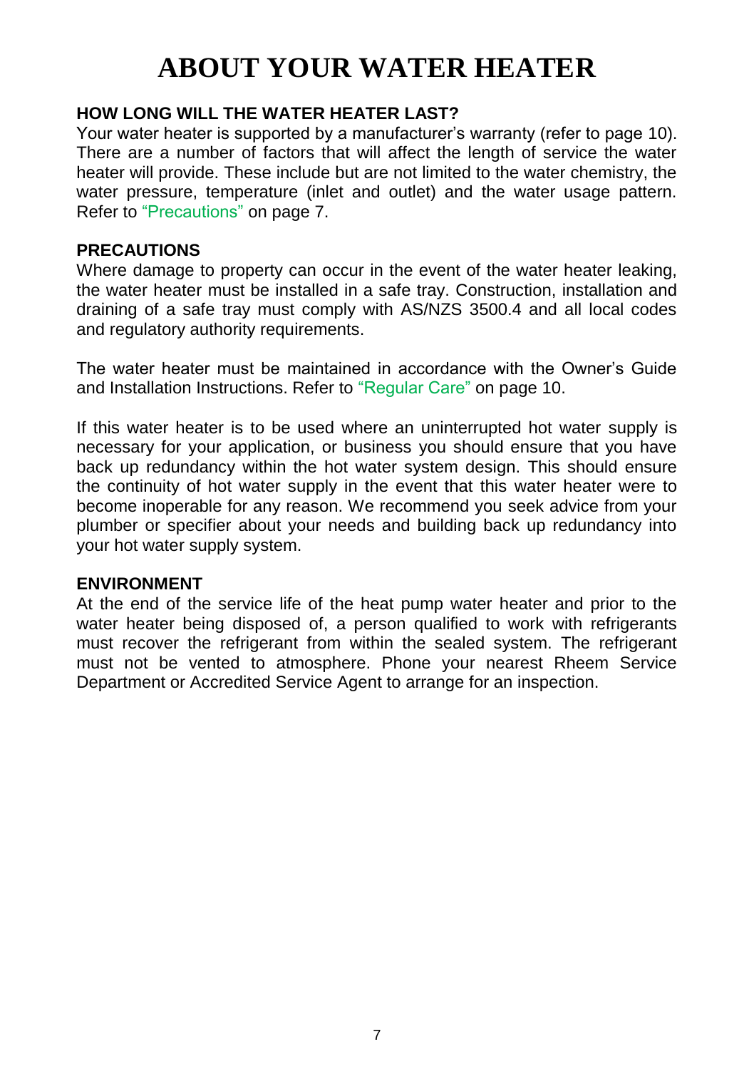# ABOUT YOUR WATER HEATER

### HOW LONG WILL THE WATER HEATER LAST?

Your water heater is supported by a manufacturer's warranty (refer to page 10). There are a number of factors that will affect the length of service the water heater will provide. These include but are not limited to the water chemistry, the water pressure, temperature (inlet and outlet) and the water usage pattern. Refer to "Precautions" on page 7.

### PRECAUTIONS

Where damage to property can occur in the event of the water heater leaking, the water heater must be installed in a safe tray. Construction, installation and draining of a safe tray must comply with AS/NZS 3500.4 and all local codes and regulatory authority requirements.

The water heater must be maintained in accordance with the Owner's Guide and Installation Instructions. Refer to "Regular Care" on page 10.

If this water heater is to be used where an uninterrupted hot water supply is necessary for your application, or business you should ensure that you have back up redundancy within the hot water system design. This should ensure the continuity of hot water supply in the event that this water heater were to become inoperable for any reason. We recommend you seek advice from your plumber or specifier about your needs and building back up redundancy into your hot water supply system.

### ENVIRONMENT

At the end of the service life of the heat pump water heater and prior to the water heater being disposed of, a person qualified to work with refrigerants must recover the refrigerant from within the sealed system. The refrigerant must not be vented to atmosphere. Phone your nearest Rheem Service Department or Accredited Service Agent to arrange for an inspection.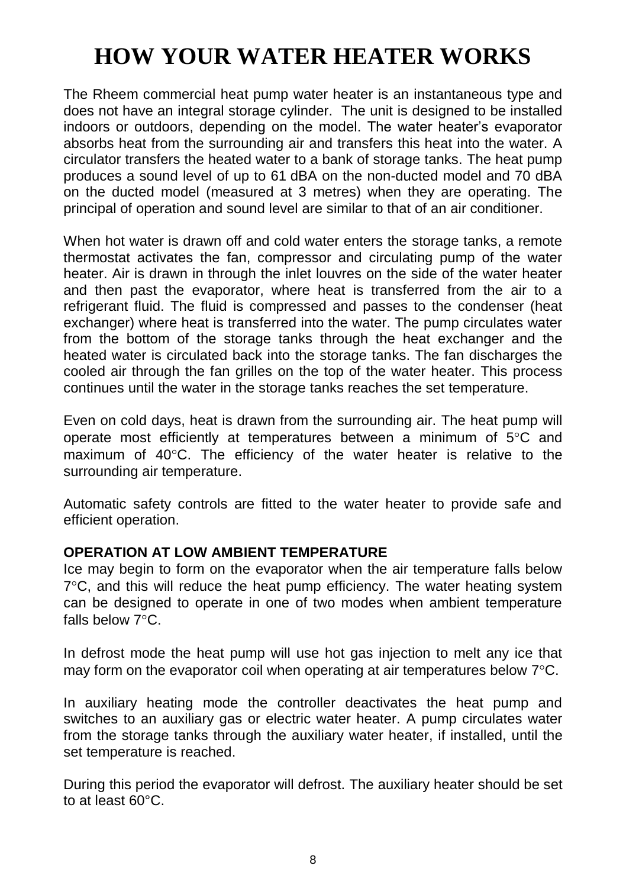# HOW YOUR WATER HEATER WORKS

The Rheem commercial heat pump water heater is an instantaneous type and does not have an integral storage cylinder. The unit is designed to be installed indoors or outdoors, depending on the model. The water heater's evaporator absorbs heat from the surrounding air and transfers this heat into the water. A circulator transfers the heated water to a bank of storage tanks. The heat pump produces a sound level of up to 61 dBA on the non-ducted model and 70 dBA on the ducted model (measured at 3 metres) when they are operating. The principal of operation and sound level are similar to that of an air conditioner.

When hot water is drawn off and cold water enters the storage tanks, a remote thermostat activates the fan, compressor and circulating pump of the water heater. Air is drawn in through the inlet louvres on the side of the water heater and then past the evaporator, where heat is transferred from the air to a refrigerant fluid. The fluid is compressed and passes to the condenser (heat exchanger) where heat is transferred into the water. The pump circulates water from the bottom of the storage tanks through the heat exchanger and the heated water is circulated back into the storage tanks. The fan discharges the cooled air through the fan grilles on the top of the water heater. This process continues until the water in the storage tanks reaches the set temperature.

Even on cold days, heat is drawn from the surrounding air. The heat pump will operate most efficiently at temperatures between a minimum of 5°C and maximum of 40°C. The efficiency of the water heater is relative to the surrounding air temperature.

Automatic safety controls are fitted to the water heater to provide safe and efficient operation.

**OPERATION AT LOW AMBIENT TEMPERATURE**

Ice may begin to form on the evaporator when the air temperature falls below 7°C, and this will reduce the heat pump efficiency. The water heating system can be designed to operate in one of two modes when ambient temperature falls below 7°C.

In defrost mode the heat pump will use hot gas injection to melt any ice that may form on the evaporator coil when operating at air temperatures below 7°C.

In auxiliary heating mode the controller deactivates the heat pump and switches to an auxiliary gas or electric water heater. A pump circulates water from the storage tanks through the auxiliary water heater, if installed, until the set temperature is reached.

During this period the evaporator will defrost. The auxiliary heater should be set to at least 60°C.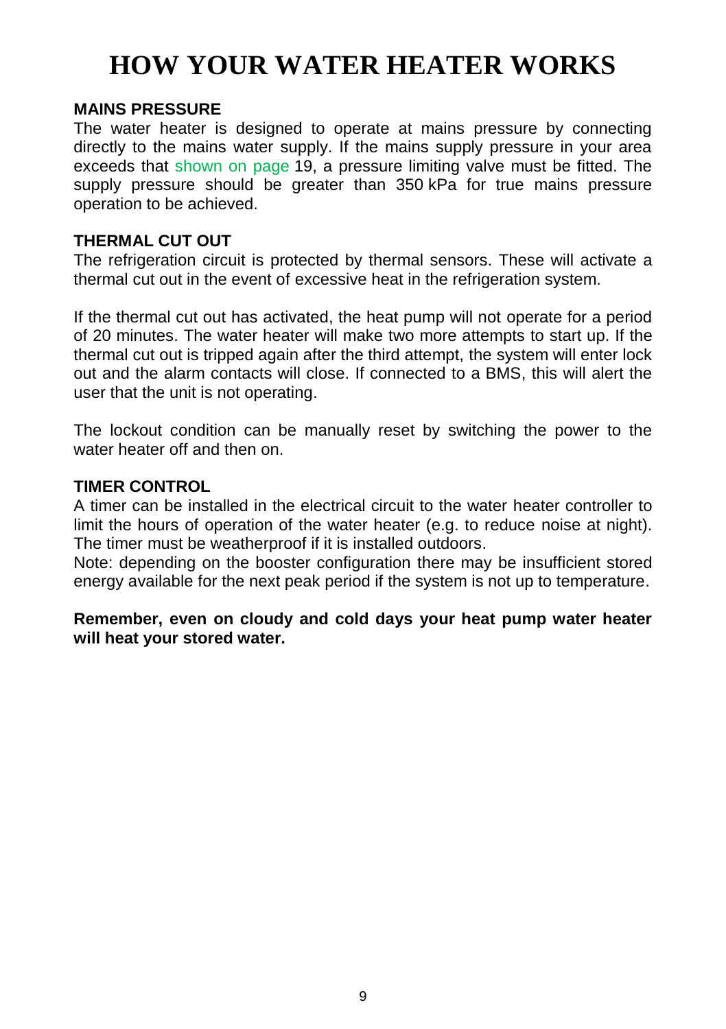# HOW YOUR WATER HEATER WORKS

### MAINS PRESSURE

The water heater is designed to operate at mains pressure by connecting directly to the mains water supply. If the mains supply pressure in your area exceeds that shown on page 19, a pressure limiting valve must be fitted. The supply pressure should be greater than 350 kPa for true mains pressure operation to be achieved.

### THERMAL CUT OUT

The refrigeration circuit is protected by thermal sensors. These will activate a thermal cut out in the event of excessive heat in the refrigeration system.

If the thermal cut out has activated, the heat pump will not operate for a period of 20 minutes. The water heater will make two more attempts to start up. If the thermal cut out is tripped again after the third attempt, the system will enter lock out and the alarm contacts will close. If connected to a BMS, this will alert the user that the unit is not operating.

The lockout condition can be manually reset by switching the power to the water heater off and then on.

### TIMER CONTROL

A timer can be installed in the electrical circuit to the water heater controller to limit the hours of operation of the water heater (e.g. to reduce noise at night). The timer must be weatherproof if it is installed outdoors.

Note: depending on the booster configuration there may be insufficient stored energy available for the next peak period if the system is not up to temperature.

**Remember, even on cloudy and cold days your heat pump water heater will heat your stored water.**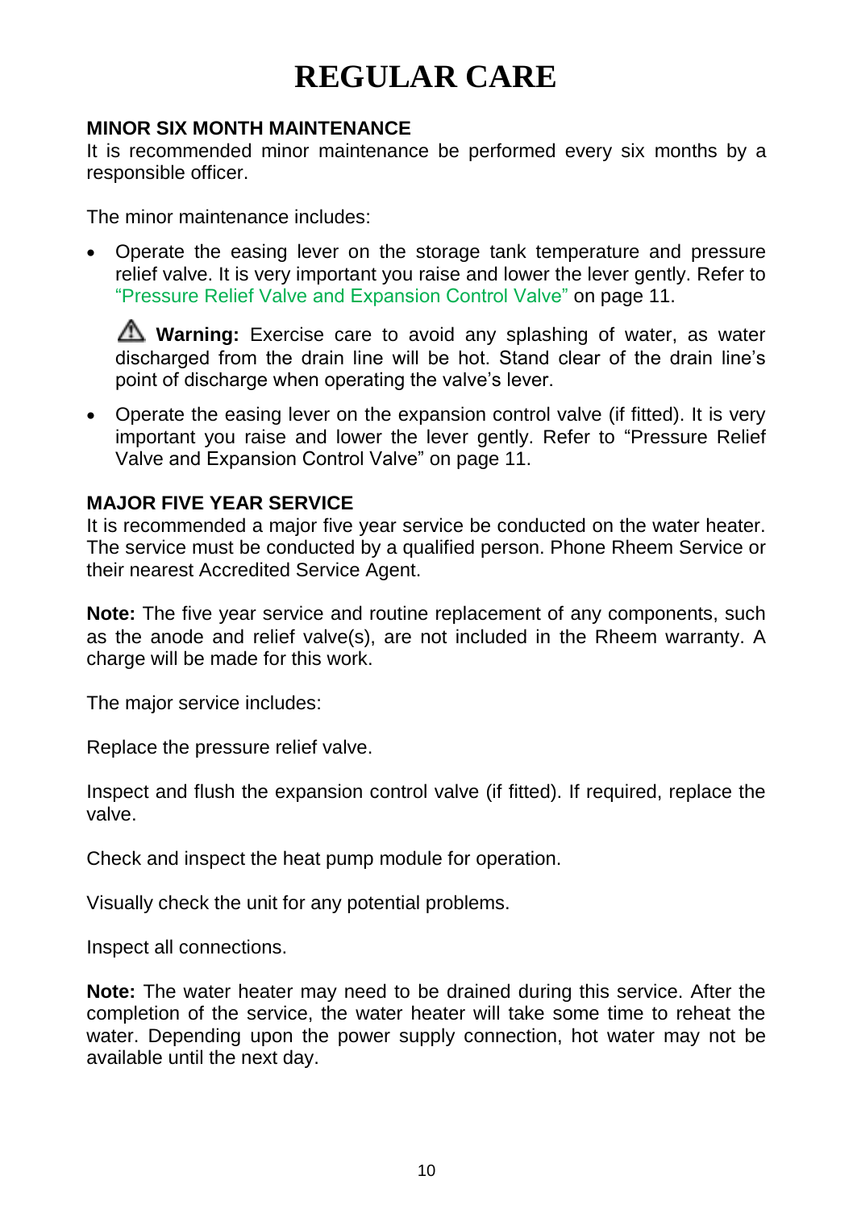# REGULAR CARE

### MINOR SIX MONTH MAINTENANCE

It is recommended minor maintenance be performed every six months by a responsible officer.

The minor maintenance includes:

- Operate the easing lever on the storage tank temperature and pressure relief valve. It is very important you raise and lower the lever gently. Refer to "Pressure Relief Valve and Expansion Control Valve" on page 11.

  ⚠ **Warning:** Exercise care to avoid any splashing of water, as water discharged from the drain line will be hot. Stand clear of the drain line's point of discharge when operating the valve's lever.

- Operate the easing lever on the expansion control valve (if fitted). It is very important you raise and lower the lever gently. Refer to "Pressure Relief Valve and Expansion Control Valve" on page 11.

### MAJOR FIVE YEAR SERVICE

It is recommended a major five year service be conducted on the water heater. The service must be conducted by a qualified person. Phone Rheem Service or their nearest Accredited Service Agent.

**Note:** The five year service and routine replacement of any components, such as the anode and relief valve(s), are not included in the Rheem warranty. A charge will be made for this work.

The major service includes:

Replace the pressure relief valve.

Inspect and flush the expansion control valve (if fitted). If required, replace the valve.

Check and inspect the heat pump module for operation.

Visually check the unit for any potential problems.

Inspect all connections.

**Note:** The water heater may need to be drained during this service. After the completion of the service, the water heater will take some time to reheat the water. Depending upon the power supply connection, hot water may not be available until the next day.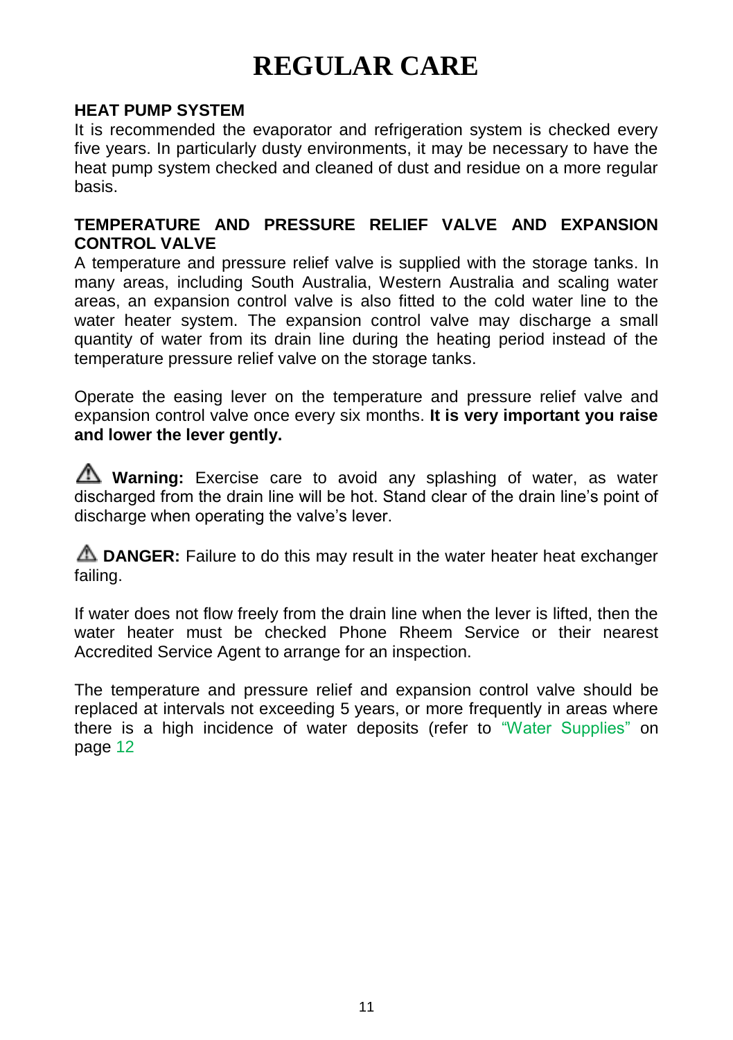# REGULAR CARE

## HEAT PUMP SYSTEM

It is recommended the evaporator and refrigeration system is checked every five years. In particularly dusty environments, it may be necessary to have the heat pump system checked and cleaned of dust and residue on a more regular basis.

## TEMPERATURE AND PRESSURE RELIEF VALVE AND EXPANSION CONTROL VALVE

A temperature and pressure relief valve is supplied with the storage tanks. In many areas, including South Australia, Western Australia and scaling water areas, an expansion control valve is also fitted to the cold water line to the water heater system. The expansion control valve may discharge a small quantity of water from its drain line during the heating period instead of the temperature pressure relief valve on the storage tanks.

Operate the easing lever on the temperature and pressure relief valve and expansion control valve once every six months. **It is very important you raise and lower the lever gently.**

⚠ **Warning:** Exercise care to avoid any splashing of water, as water discharged from the drain line will be hot. Stand clear of the drain line's point of discharge when operating the valve's lever.

⚠ **DANGER:** Failure to do this may result in the water heater heat exchanger failing.

If water does not flow freely from the drain line when the lever is lifted, then the water heater must be checked Phone Rheem Service or their nearest Accredited Service Agent to arrange for an inspection.

The temperature and pressure relief and expansion control valve should be replaced at intervals not exceeding 5 years, or more frequently in areas where there is a high incidence of water deposits (refer to "Water Supplies" on page 12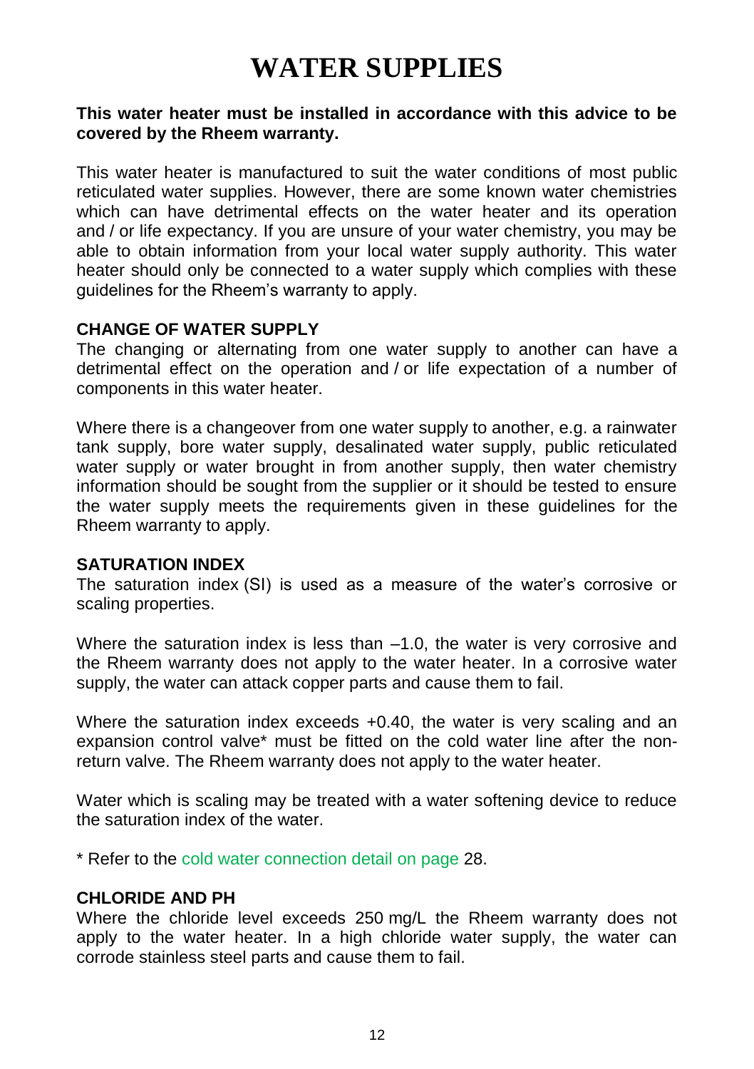# WATER SUPPLIES

**This water heater must be installed in accordance with this advice to be covered by the Rheem warranty.**

This water heater is manufactured to suit the water conditions of most public reticulated water supplies. However, there are some known water chemistries which can have detrimental effects on the water heater and its operation and / or life expectancy. If you are unsure of your water chemistry, you may be able to obtain information from your local water supply authority. This water heater should only be connected to a water supply which complies with these guidelines for the Rheem's warranty to apply.

### CHANGE OF WATER SUPPLY

The changing or alternating from one water supply to another can have a detrimental effect on the operation and / or life expectation of a number of components in this water heater.

Where there is a changeover from one water supply to another, e.g. a rainwater tank supply, bore water supply, desalinated water supply, public reticulated water supply or water brought in from another supply, then water chemistry information should be sought from the supplier or it should be tested to ensure the water supply meets the requirements given in these guidelines for the Rheem warranty to apply.

### SATURATION INDEX

The saturation index (SI) is used as a measure of the water's corrosive or scaling properties.

Where the saturation index is less than –1.0, the water is very corrosive and the Rheem warranty does not apply to the water heater. In a corrosive water supply, the water can attack copper parts and cause them to fail.

Where the saturation index exceeds +0.40, the water is very scaling and an expansion control valve* must be fitted on the cold water line after the non-return valve. The Rheem warranty does not apply to the water heater.

Water which is scaling may be treated with a water softening device to reduce the saturation index of the water.

* Refer to the cold water connection detail on page 28.

### CHLORIDE AND PH

Where the chloride level exceeds 250 mg/L the Rheem warranty does not apply to the water heater. In a high chloride water supply, the water can corrode stainless steel parts and cause them to fail.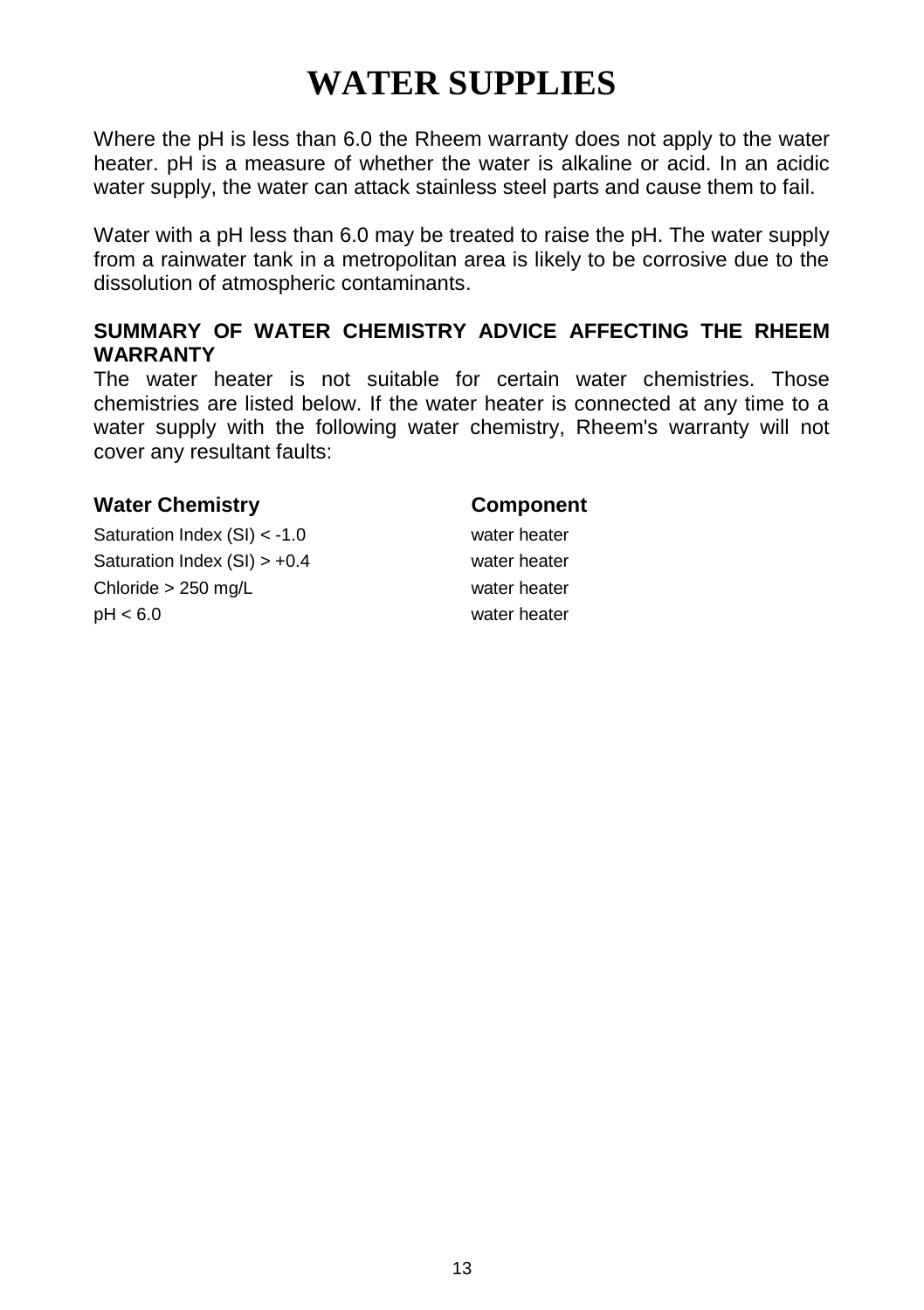# WATER SUPPLIES

Where the pH is less than 6.0 the Rheem warranty does not apply to the water heater. pH is a measure of whether the water is alkaline or acid. In an acidic water supply, the water can attack stainless steel parts and cause them to fail.

Water with a pH less than 6.0 may be treated to raise the pH. The water supply from a rainwater tank in a metropolitan area is likely to be corrosive due to the dissolution of atmospheric contaminants.

**SUMMARY OF WATER CHEMISTRY ADVICE AFFECTING THE RHEEM WARRANTY**

The water heater is not suitable for certain water chemistries. Those chemistries are listed below. If the water heater is connected at any time to a water supply with the following water chemistry, Rheem's warranty will not cover any resultant faults:

| Water Chemistry | Component |
| --- | --- |
| Saturation Index (SI) < -1.0 | water heater |
| Saturation Index (SI) > +0.4 | water heater |
| Chloride > 250 mg/L | water heater |
| pH < 6.0 | water heater |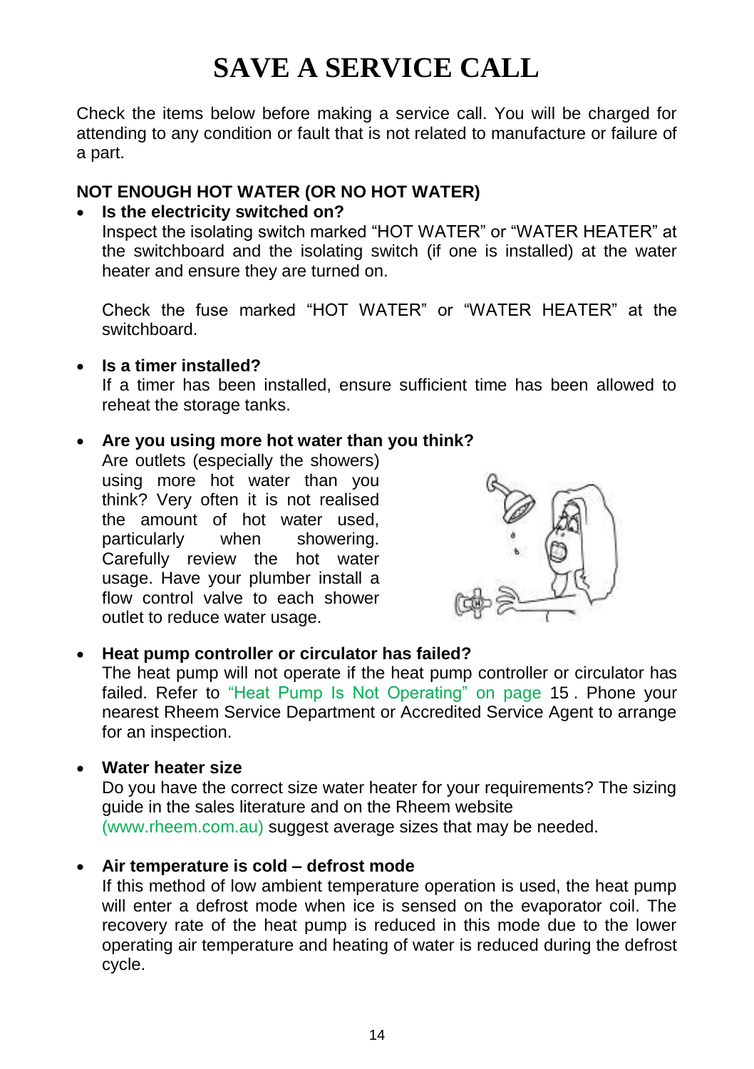# SAVE A SERVICE CALL

Check the items below before making a service call. You will be charged for attending to any condition or fault that is not related to manufacture or failure of a part.

**NOT ENOUGH HOT WATER (OR NO HOT WATER)**

- **Is the electricity switched on?**
  Inspect the isolating switch marked "HOT WATER" or "WATER HEATER" at the switchboard and the isolating switch (if one is installed) at the water heater and ensure they are turned on.

  Check the fuse marked "HOT WATER" or "WATER HEATER" at the switchboard.

- **Is a timer installed?**
  If a timer has been installed, ensure sufficient time has been allowed to reheat the storage tanks.

- **Are you using more hot water than you think?**
  Are outlets (especially the showers) using more hot water than you think? Very often it is not realised the amount of hot water used, particularly when showering. Carefully review the hot water usage. Have your plumber install a flow control valve to each shower outlet to reduce water usage.

- **Heat pump controller or circulator has failed?**
  The heat pump will not operate if the heat pump controller or circulator has failed. Refer to "Heat Pump Is Not Operating" on page 15 . Phone your nearest Rheem Service Department or Accredited Service Agent to arrange for an inspection.

- **Water heater size**
  Do you have the correct size water heater for your requirements? The sizing guide in the sales literature and on the Rheem website (www.rheem.com.au) suggest average sizes that may be needed.

- **Air temperature is cold – defrost mode**
  If this method of low ambient temperature operation is used, the heat pump will enter a defrost mode when ice is sensed on the evaporator coil. The recovery rate of the heat pump is reduced in this mode due to the lower operating air temperature and heating of water is reduced during the defrost cycle.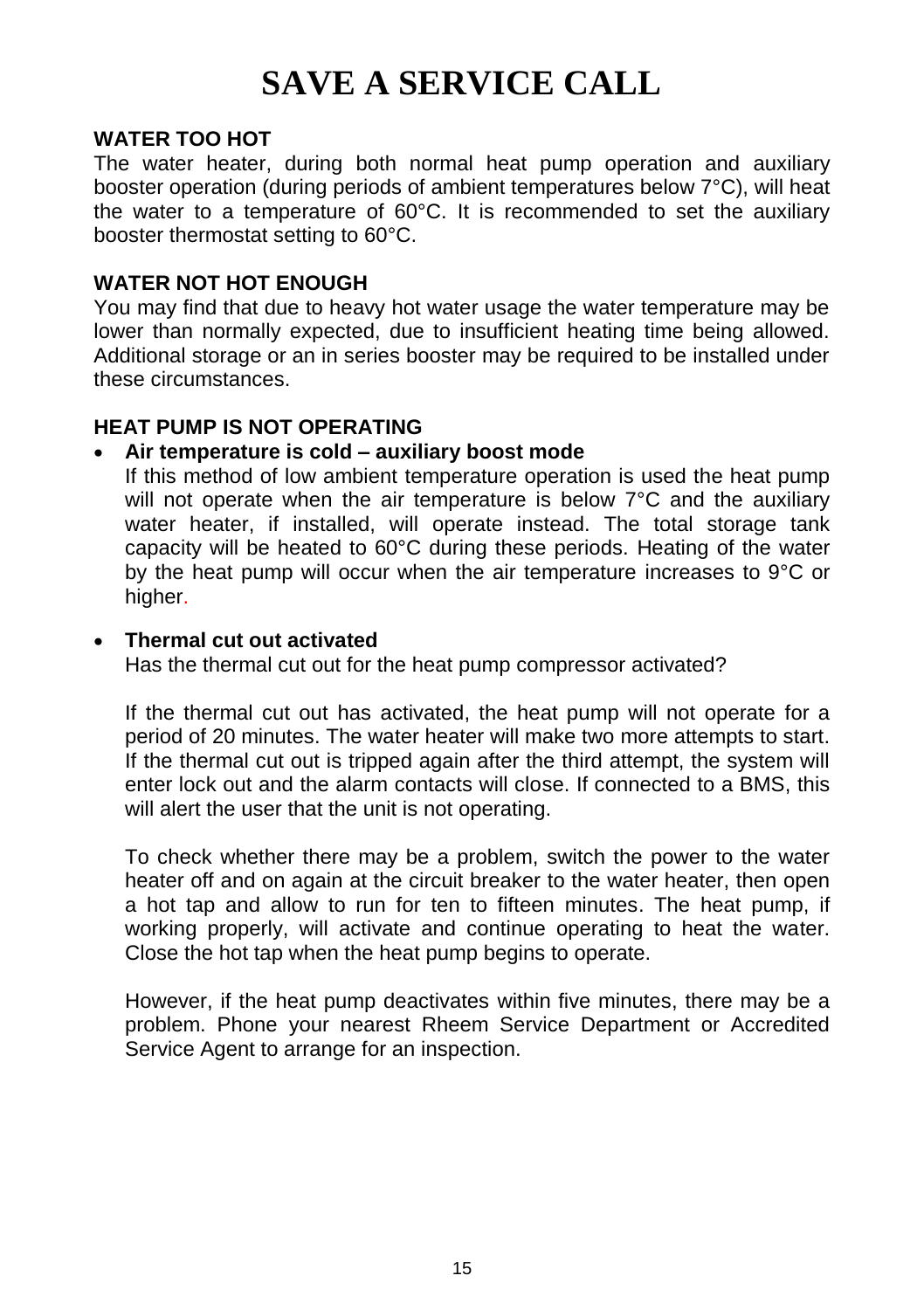# SAVE A SERVICE CALL

**WATER TOO HOT**

The water heater, during both normal heat pump operation and auxiliary booster operation (during periods of ambient temperatures below 7°C), will heat the water to a temperature of 60°C. It is recommended to set the auxiliary booster thermostat setting to 60°C.

**WATER NOT HOT ENOUGH**

You may find that due to heavy hot water usage the water temperature may be lower than normally expected, due to insufficient heating time being allowed. Additional storage or an in series booster may be required to be installed under these circumstances.

**HEAT PUMP IS NOT OPERATING**

- **Air temperature is cold – auxiliary boost mode**

  If this method of low ambient temperature operation is used the heat pump will not operate when the air temperature is below 7°C and the auxiliary water heater, if installed, will operate instead. The total storage tank capacity will be heated to 60°C during these periods. Heating of the water by the heat pump will occur when the air temperature increases to 9°C or higher.

- **Thermal cut out activated**

  Has the thermal cut out for the heat pump compressor activated?

  If the thermal cut out has activated, the heat pump will not operate for a period of 20 minutes. The water heater will make two more attempts to start. If the thermal cut out is tripped again after the third attempt, the system will enter lock out and the alarm contacts will close. If connected to a BMS, this will alert the user that the unit is not operating.

  To check whether there may be a problem, switch the power to the water heater off and on again at the circuit breaker to the water heater, then open a hot tap and allow to run for ten to fifteen minutes. The heat pump, if working properly, will activate and continue operating to heat the water. Close the hot tap when the heat pump begins to operate.

  However, if the heat pump deactivates within five minutes, there may be a problem. Phone your nearest Rheem Service Department or Accredited Service Agent to arrange for an inspection.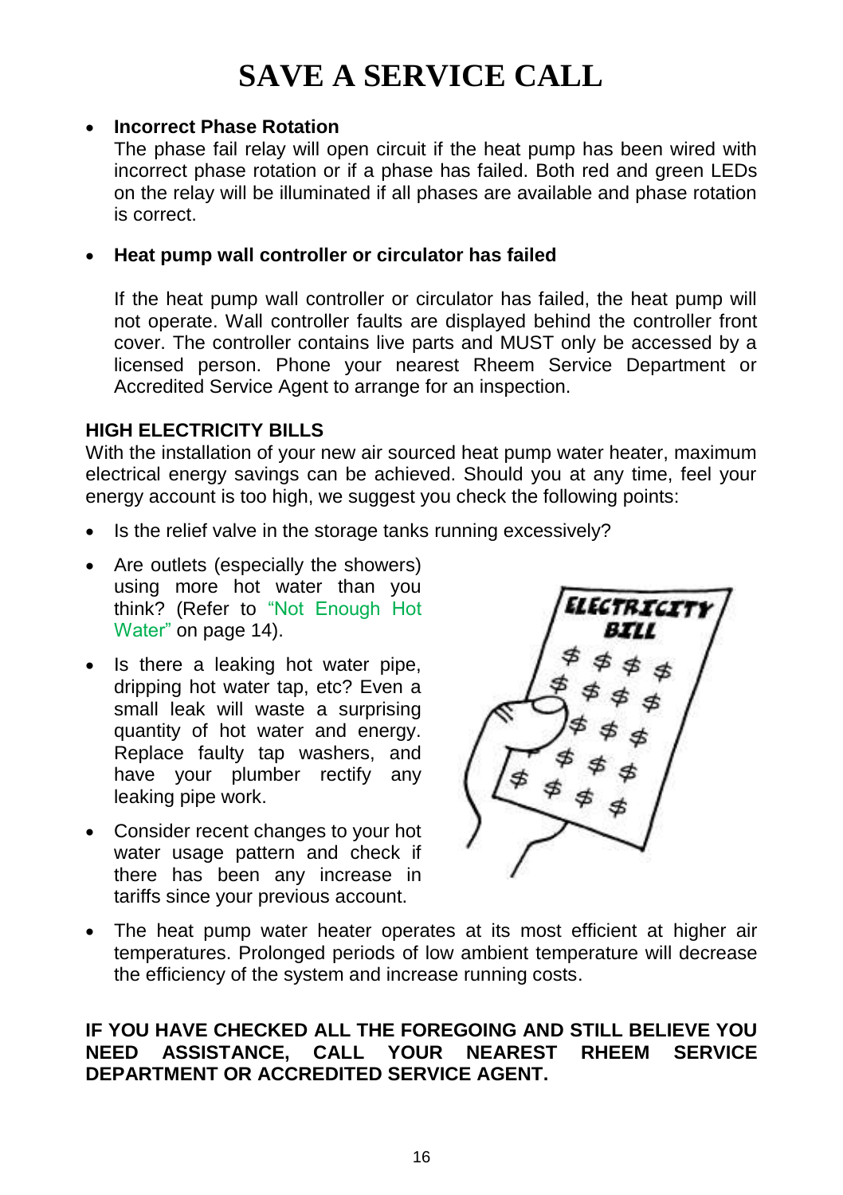# SAVE A SERVICE CALL

- **Incorrect Phase Rotation**
  The phase fail relay will open circuit if the heat pump has been wired with incorrect phase rotation or if a phase has failed. Both red and green LEDs on the relay will be illuminated if all phases are available and phase rotation is correct.

- **Heat pump wall controller or circulator has failed**

  If the heat pump wall controller or circulator has failed, the heat pump will not operate. Wall controller faults are displayed behind the controller front cover. The controller contains live parts and MUST only be accessed by a licensed person. Phone your nearest Rheem Service Department or Accredited Service Agent to arrange for an inspection.

**HIGH ELECTRICITY BILLS**

With the installation of your new air sourced heat pump water heater, maximum electrical energy savings can be achieved. Should you at any time, feel your energy account is too high, we suggest you check the following points:

- Is the relief valve in the storage tanks running excessively?
- Are outlets (especially the showers) using more hot water than you think? (Refer to "Not Enough Hot Water" on page 14).
- Is there a leaking hot water pipe, dripping hot water tap, etc? Even a small leak will waste a surprising quantity of hot water and energy. Replace faulty tap washers, and have your plumber rectify any leaking pipe work.
- Consider recent changes to your hot water usage pattern and check if there has been any increase in tariffs since your previous account.
- The heat pump water heater operates at its most efficient at higher air temperatures. Prolonged periods of low ambient temperature will decrease the efficiency of the system and increase running costs.

**IF YOU HAVE CHECKED ALL THE FOREGOING AND STILL BELIEVE YOU NEED ASSISTANCE, CALL YOUR NEAREST RHEEM SERVICE DEPARTMENT OR ACCREDITED SERVICE AGENT.**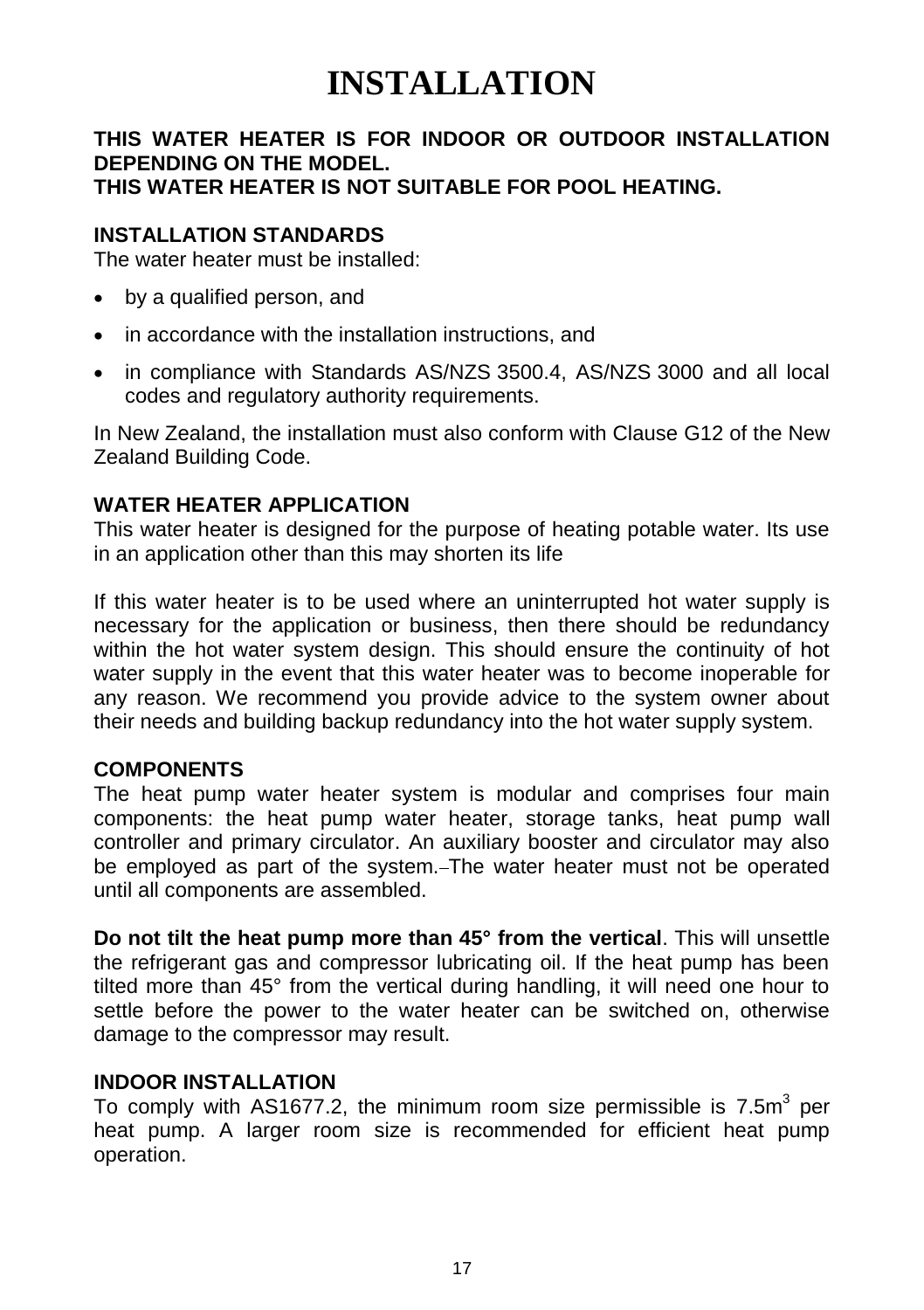# INSTALLATION

**THIS WATER HEATER IS FOR INDOOR OR OUTDOOR INSTALLATION DEPENDING ON THE MODEL.**
**THIS WATER HEATER IS NOT SUITABLE FOR POOL HEATING.**

## INSTALLATION STANDARDS

The water heater must be installed:

- by a qualified person, and
- in accordance with the installation instructions, and
- in compliance with Standards AS/NZS 3500.4, AS/NZS 3000 and all local codes and regulatory authority requirements.

In New Zealand, the installation must also conform with Clause G12 of the New Zealand Building Code.

## WATER HEATER APPLICATION

This water heater is designed for the purpose of heating potable water. Its use in an application other than this may shorten its life

If this water heater is to be used where an uninterrupted hot water supply is necessary for the application or business, then there should be redundancy within the hot water system design. This should ensure the continuity of hot water supply in the event that this water heater was to become inoperable for any reason. We recommend you provide advice to the system owner about their needs and building backup redundancy into the hot water supply system.

## COMPONENTS

The heat pump water heater system is modular and comprises four main components: the heat pump water heater, storage tanks, heat pump wall controller and primary circulator. An auxiliary booster and circulator may also be employed as part of the system. The water heater must not be operated until all components are assembled.

**Do not tilt the heat pump more than 45° from the vertical**. This will unsettle the refrigerant gas and compressor lubricating oil. If the heat pump has been tilted more than 45° from the vertical during handling, it will need one hour to settle before the power to the water heater can be switched on, otherwise damage to the compressor may result.

## INDOOR INSTALLATION

To comply with AS1677.2, the minimum room size permissible is 7.5m$^3$ per heat pump. A larger room size is recommended for efficient heat pump operation.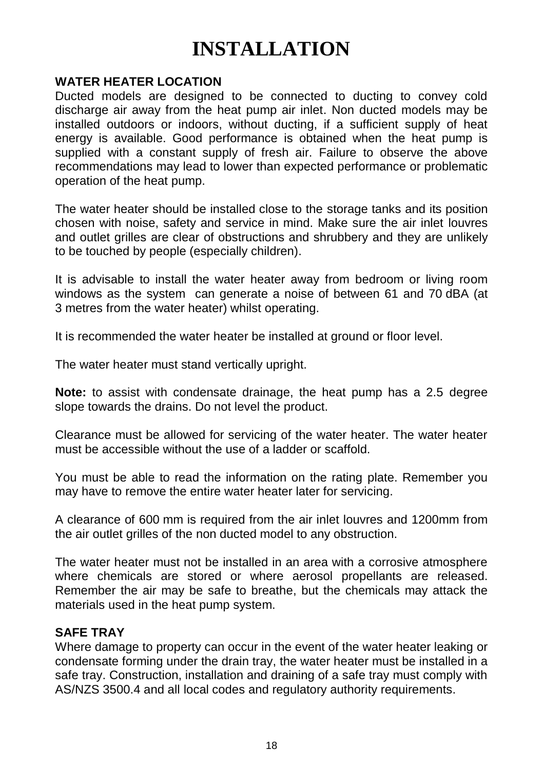# INSTALLATION

**WATER HEATER LOCATION**

Ducted models are designed to be connected to ducting to convey cold discharge air away from the heat pump air inlet. Non ducted models may be installed outdoors or indoors, without ducting, if a sufficient supply of heat energy is available. Good performance is obtained when the heat pump is supplied with a constant supply of fresh air. Failure to observe the above recommendations may lead to lower than expected performance or problematic operation of the heat pump.

The water heater should be installed close to the storage tanks and its position chosen with noise, safety and service in mind. Make sure the air inlet louvres and outlet grilles are clear of obstructions and shrubbery and they are unlikely to be touched by people (especially children).

It is advisable to install the water heater away from bedroom or living room windows as the system can generate a noise of between 61 and 70 dBA (at 3 metres from the water heater) whilst operating.

It is recommended the water heater be installed at ground or floor level.

The water heater must stand vertically upright.

**Note:** to assist with condensate drainage, the heat pump has a 2.5 degree slope towards the drains. Do not level the product.

Clearance must be allowed for servicing of the water heater. The water heater must be accessible without the use of a ladder or scaffold.

You must be able to read the information on the rating plate. Remember you may have to remove the entire water heater later for servicing.

A clearance of 600 mm is required from the air inlet louvres and 1200mm from the air outlet grilles of the non ducted model to any obstruction.

The water heater must not be installed in an area with a corrosive atmosphere where chemicals are stored or where aerosol propellants are released. Remember the air may be safe to breathe, but the chemicals may attack the materials used in the heat pump system.

**SAFE TRAY**

Where damage to property can occur in the event of the water heater leaking or condensate forming under the drain tray, the water heater must be installed in a safe tray. Construction, installation and draining of a safe tray must comply with AS/NZS 3500.4 and all local codes and regulatory authority requirements.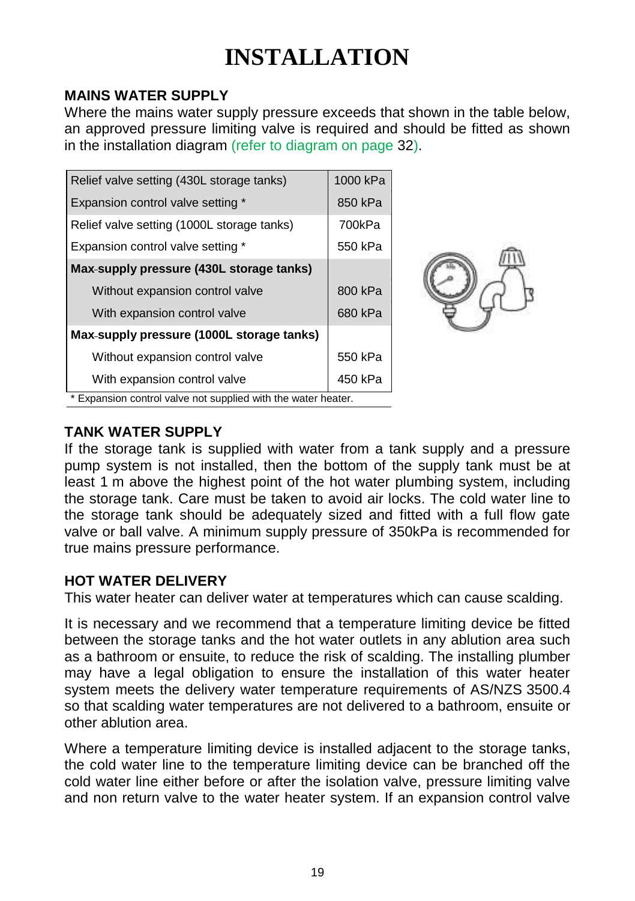# INSTALLATION

## MAINS WATER SUPPLY

Where the mains water supply pressure exceeds that shown in the table below, an approved pressure limiting valve is required and should be fitted as shown in the installation diagram (refer to diagram on page 32).

| | |
|---|---|
| Relief valve setting (430L storage tanks) | 1000 kPa |
| Expansion control valve setting * | 850 kPa |
| Relief valve setting (1000L storage tanks) | 700kPa |
| Expansion control valve setting * | 550 kPa |
| **Max-supply pressure (430L storage tanks)** | |
| Without expansion control valve | 800 kPa |
| With expansion control valve | 680 kPa |
| **Max-supply pressure (1000L storage tanks)** | |
| Without expansion control valve | 550 kPa |
| With expansion control valve | 450 kPa |

* Expansion control valve not supplied with the water heater.

## TANK WATER SUPPLY

If the storage tank is supplied with water from a tank supply and a pressure pump system is not installed, then the bottom of the supply tank must be at least 1 m above the highest point of the hot water plumbing system, including the storage tank. Care must be taken to avoid air locks. The cold water line to the storage tank should be adequately sized and fitted with a full flow gate valve or ball valve. A minimum supply pressure of 350kPa is recommended for true mains pressure performance.

## HOT WATER DELIVERY

This water heater can deliver water at temperatures which can cause scalding.

It is necessary and we recommend that a temperature limiting device be fitted between the storage tanks and the hot water outlets in any ablution area such as a bathroom or ensuite, to reduce the risk of scalding. The installing plumber may have a legal obligation to ensure the installation of this water heater system meets the delivery water temperature requirements of AS/NZS 3500.4 so that scalding water temperatures are not delivered to a bathroom, ensuite or other ablution area.

Where a temperature limiting device is installed adjacent to the storage tanks, the cold water line to the temperature limiting device can be branched off the cold water line either before or after the isolation valve, pressure limiting valve and non return valve to the water heater system. If an expansion control valve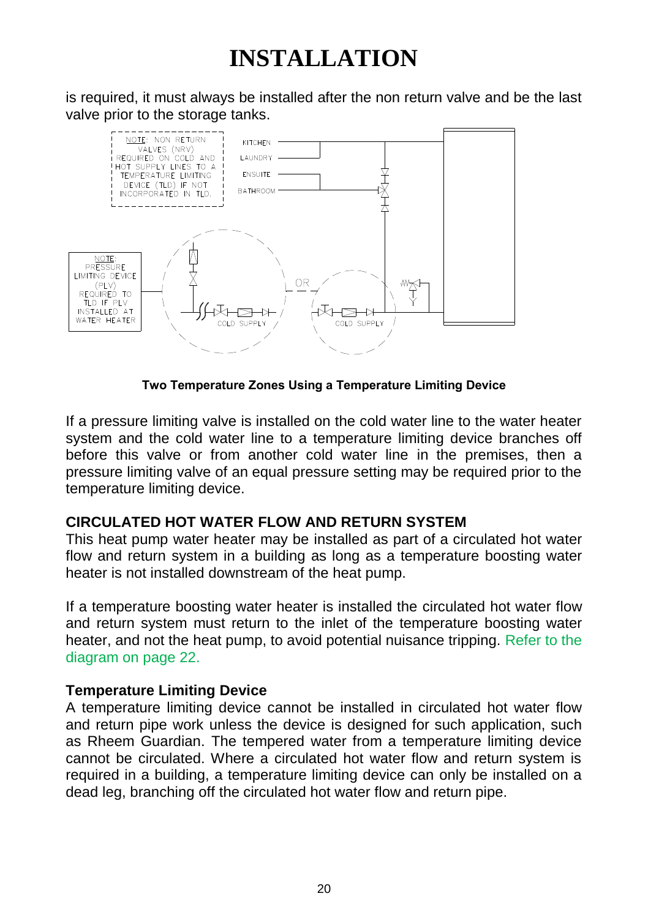# INSTALLATION

is required, it must always be installed after the non return valve and be the last valve prior to the storage tanks.

NOTE: NON RETURN VALVES (NRV) REQUIRED ON COLD AND HOT SUPPLY LINES TO A TEMPERATURE LIMITING DEVICE (TLD) IF NOT INCORPORATED IN TLD.

KITCHEN

LAUNDRY

ENSUITE

BATHROOM

NOTE: PRESSURE LIMITING DEVICE (PLV) REQUIRED TO TLD IF PLV INSTALLED AT WATER HEATER

COLD SUPPLY

OR

COLD SUPPLY

**Two Temperature Zones Using a Temperature Limiting Device**

If a pressure limiting valve is installed on the cold water line to the water heater system and the cold water line to a temperature limiting device branches off before this valve or from another cold water line in the premises, then a pressure limiting valve of an equal pressure setting may be required prior to the temperature limiting device.

## CIRCULATED HOT WATER FLOW AND RETURN SYSTEM

This heat pump water heater may be installed as part of a circulated hot water flow and return system in a building as long as a temperature boosting water heater is not installed downstream of the heat pump.

If a temperature boosting water heater is installed the circulated hot water flow and return system must return to the inlet of the temperature boosting water heater, and not the heat pump, to avoid potential nuisance tripping. Refer to the diagram on page 22.

### Temperature Limiting Device

A temperature limiting device cannot be installed in circulated hot water flow and return pipe work unless the device is designed for such application, such as Rheem Guardian. The tempered water from a temperature limiting device cannot be circulated. Where a circulated hot water flow and return system is required in a building, a temperature limiting device can only be installed on a dead leg, branching off the circulated hot water flow and return pipe.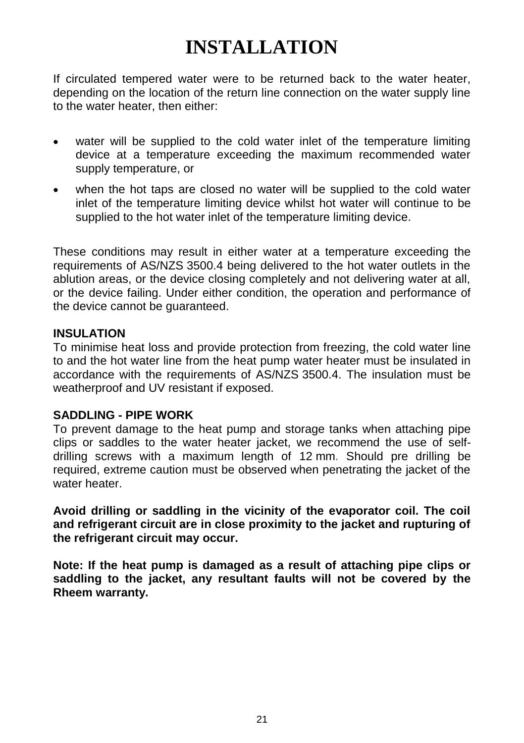# INSTALLATION

If circulated tempered water were to be returned back to the water heater, depending on the location of the return line connection on the water supply line to the water heater, then either:

- water will be supplied to the cold water inlet of the temperature limiting device at a temperature exceeding the maximum recommended water supply temperature, or
- when the hot taps are closed no water will be supplied to the cold water inlet of the temperature limiting device whilst hot water will continue to be supplied to the hot water inlet of the temperature limiting device.

These conditions may result in either water at a temperature exceeding the requirements of AS/NZS 3500.4 being delivered to the hot water outlets in the ablution areas, or the device closing completely and not delivering water at all, or the device failing. Under either condition, the operation and performance of the device cannot be guaranteed.

**INSULATION**

To minimise heat loss and provide protection from freezing, the cold water line to and the hot water line from the heat pump water heater must be insulated in accordance with the requirements of AS/NZS 3500.4. The insulation must be weatherproof and UV resistant if exposed.

**SADDLING - PIPE WORK**

To prevent damage to the heat pump and storage tanks when attaching pipe clips or saddles to the water heater jacket, we recommend the use of self-drilling screws with a maximum length of 12 mm. Should pre drilling be required, extreme caution must be observed when penetrating the jacket of the water heater.

**Avoid drilling or saddling in the vicinity of the evaporator coil. The coil and refrigerant circuit are in close proximity to the jacket and rupturing of the refrigerant circuit may occur.**

**Note: If the heat pump is damaged as a result of attaching pipe clips or saddling to the jacket, any resultant faults will not be covered by the Rheem warranty.**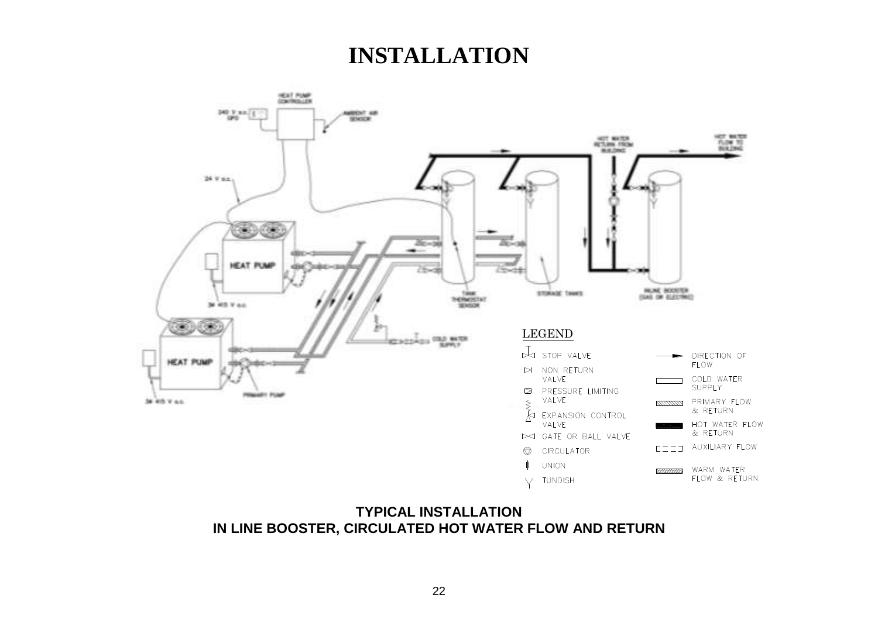# INSTALLATION

**TYPICAL INSTALLATION**
**IN LINE BOOSTER, CIRCULATED HOT WATER FLOW AND RETURN**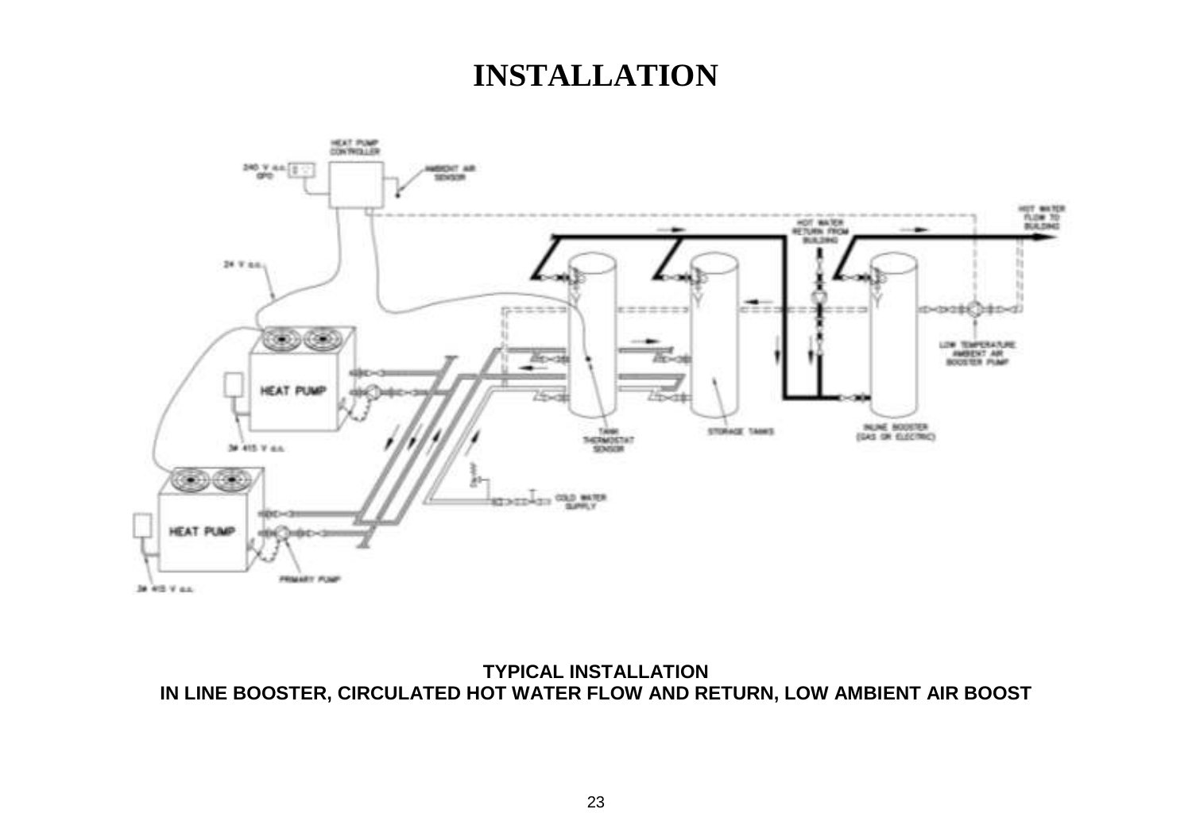# INSTALLATION

**TYPICAL INSTALLATION**
**IN LINE BOOSTER, CIRCULATED HOT WATER FLOW AND RETURN, LOW AMBIENT AIR BOOST**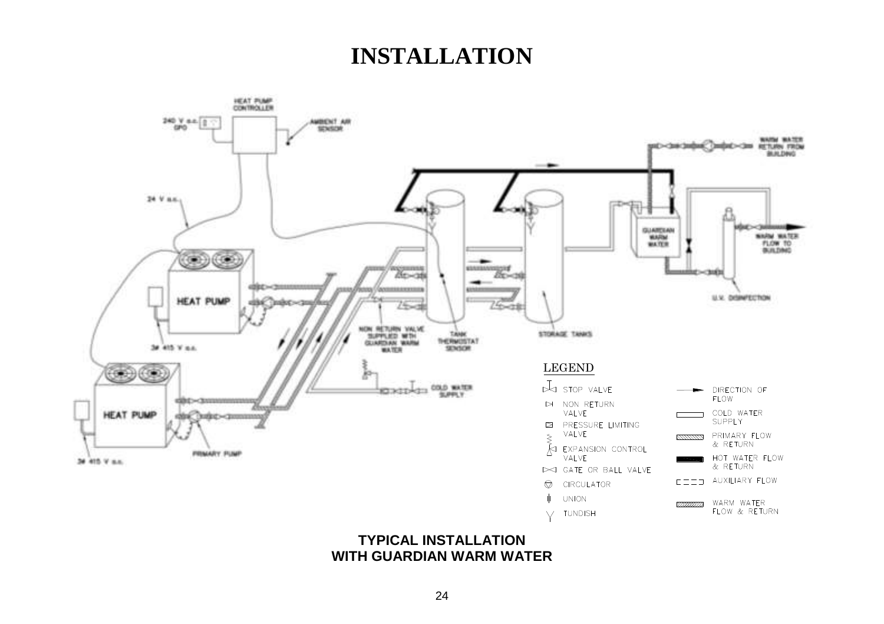# INSTALLATION

HEAT PUMP CONTROLLER

240 V a.c. GPO

AMBIENT AIR SENSOR

WARM WATER RETURN FROM BUILDING

24 V a.c.

GUARDIAN WARM WATER

WARM WATER FLOW TO BUILDING

HEAT PUMP

U.V. DISINFECTION

NON RETURN VALVE SUPPLIED WITH GUARDIAN WARM WATER

TANK THERMOSTAT SENSOR

STORAGE TANKS

3Ø 415 V a.c.

COLD WATER SUPPLY

HEAT PUMP

PRIMARY PUMP

3Ø 415 V a.c.

LEGEND

- STOP VALVE
- NON RETURN VALVE
- PRESSURE LIMITING VALVE
- EXPANSION CONTROL VALVE
- GATE OR BALL VALVE
- CIRCULATOR
- UNION
- TUNDISH
- DIRECTION OF FLOW
- COLD WATER SUPPLY
- PRIMARY FLOW & RETURN
- HOT WATER FLOW & RETURN
- AUXILIARY FLOW
- WARM WATER FLOW & RETURN

**TYPICAL INSTALLATION WITH GUARDIAN WARM WATER**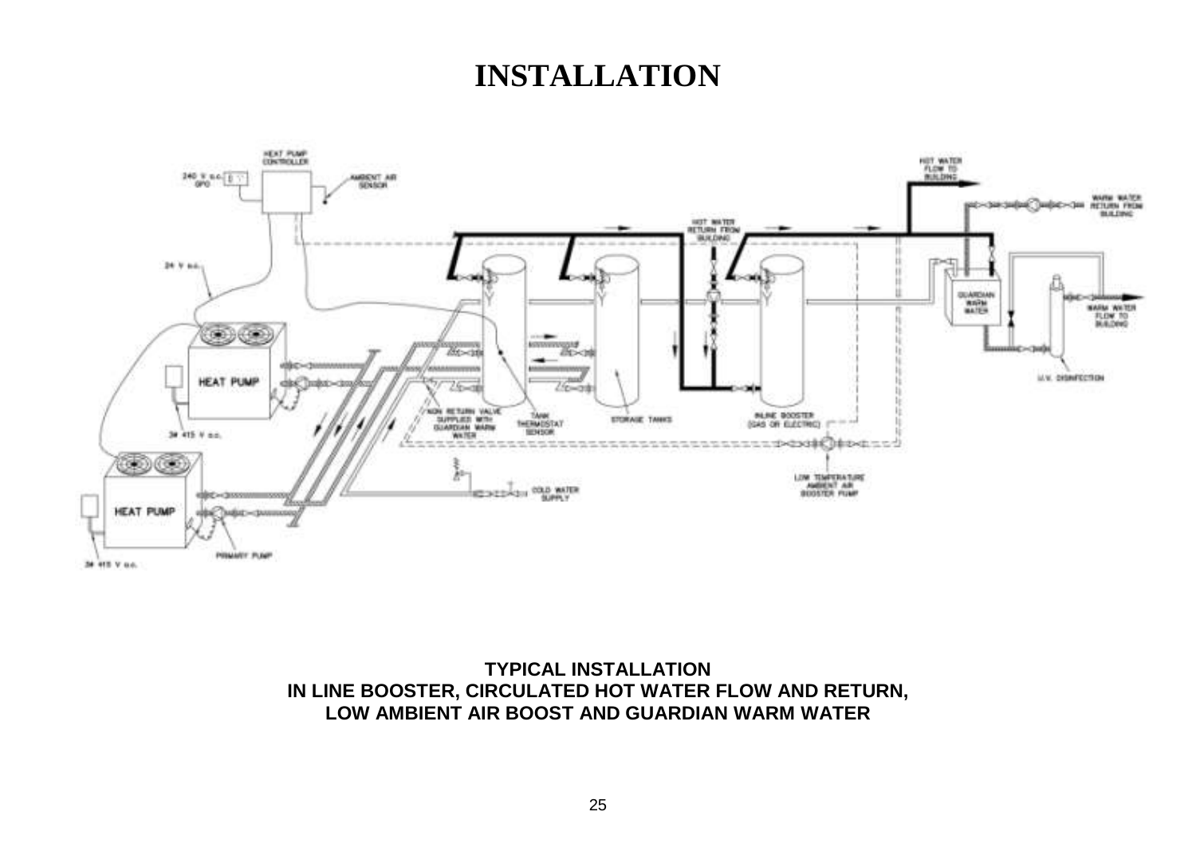# INSTALLATION

HEAT PUMP CONTROLLER

240 V a.c. GPO

AMBIENT AIR SENSOR

24 V a.c.

HEAT PUMP

3Ø 415 V a.c.

HEAT PUMP

3Ø 415 V a.c.

PRIMARY PUMP

NON RETURN VALVE SUPPLIED WITH GUARDIAN WARM WATER

TANK THERMOSTAT SENSOR

STORAGE TANKS

INLINE BOOSTER (GAS OR ELECTRIC)

LOW TEMPERATURE AMBIENT AIR BOOSTER PUMP

COLD WATER SUPPLY

HOT WATER RETURN FROM BUILDING

HOT WATER FLOW TO BUILDING

WARM WATER RETURN FROM BUILDING

GUARDIAN WARM WATER

WARM WATER FLOW TO BUILDING

U.V. DISINFECTION

**TYPICAL INSTALLATION**
**IN LINE BOOSTER, CIRCULATED HOT WATER FLOW AND RETURN,**
**LOW AMBIENT AIR BOOST AND GUARDIAN WARM WATER**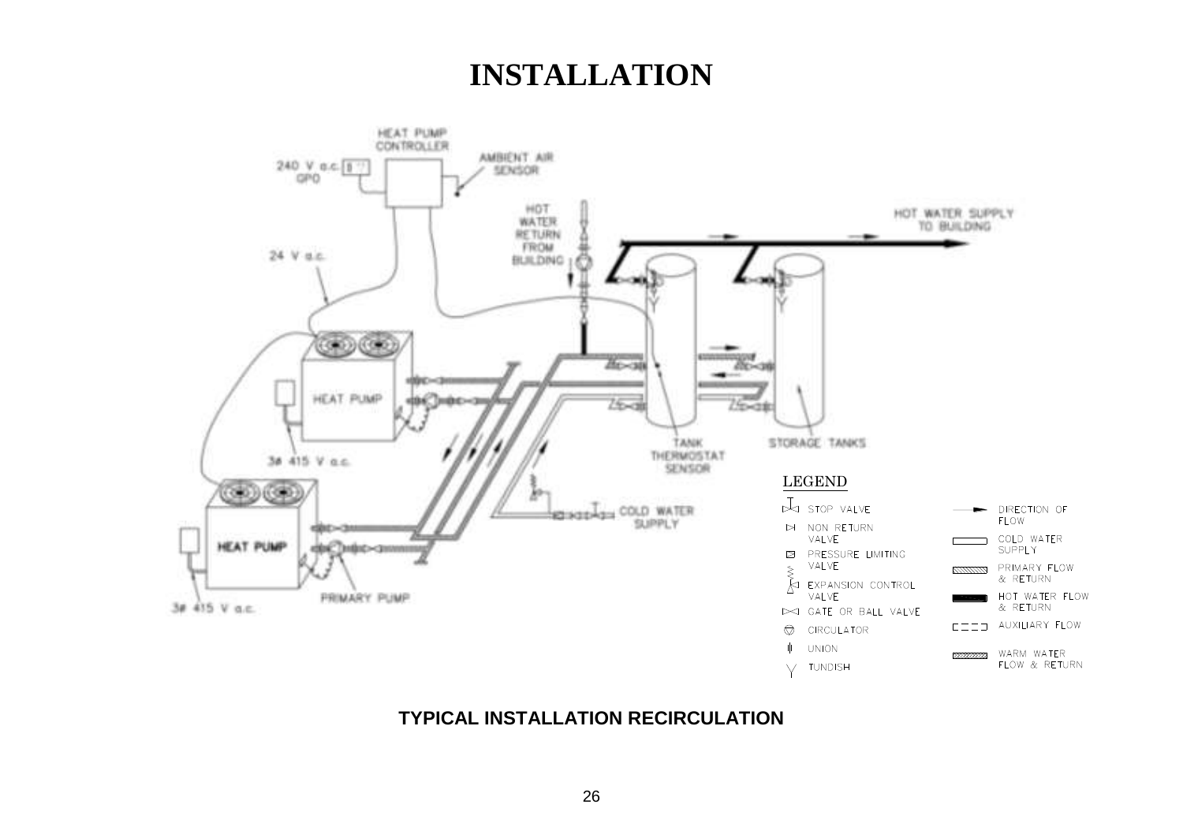# INSTALLATION

**TYPICAL INSTALLATION RECIRCULATION**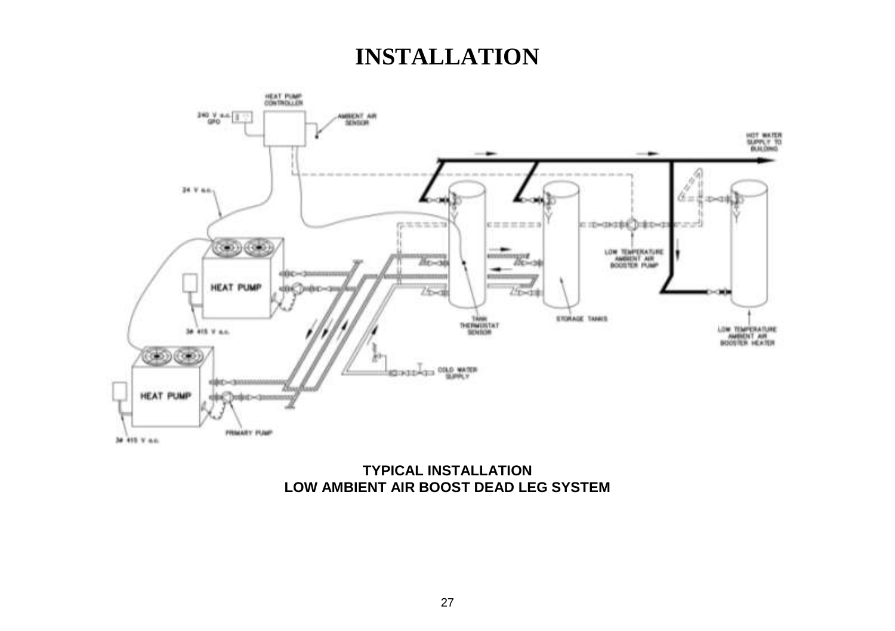# INSTALLATION

**TYPICAL INSTALLATION**
**LOW AMBIENT AIR BOOST DEAD LEG SYSTEM**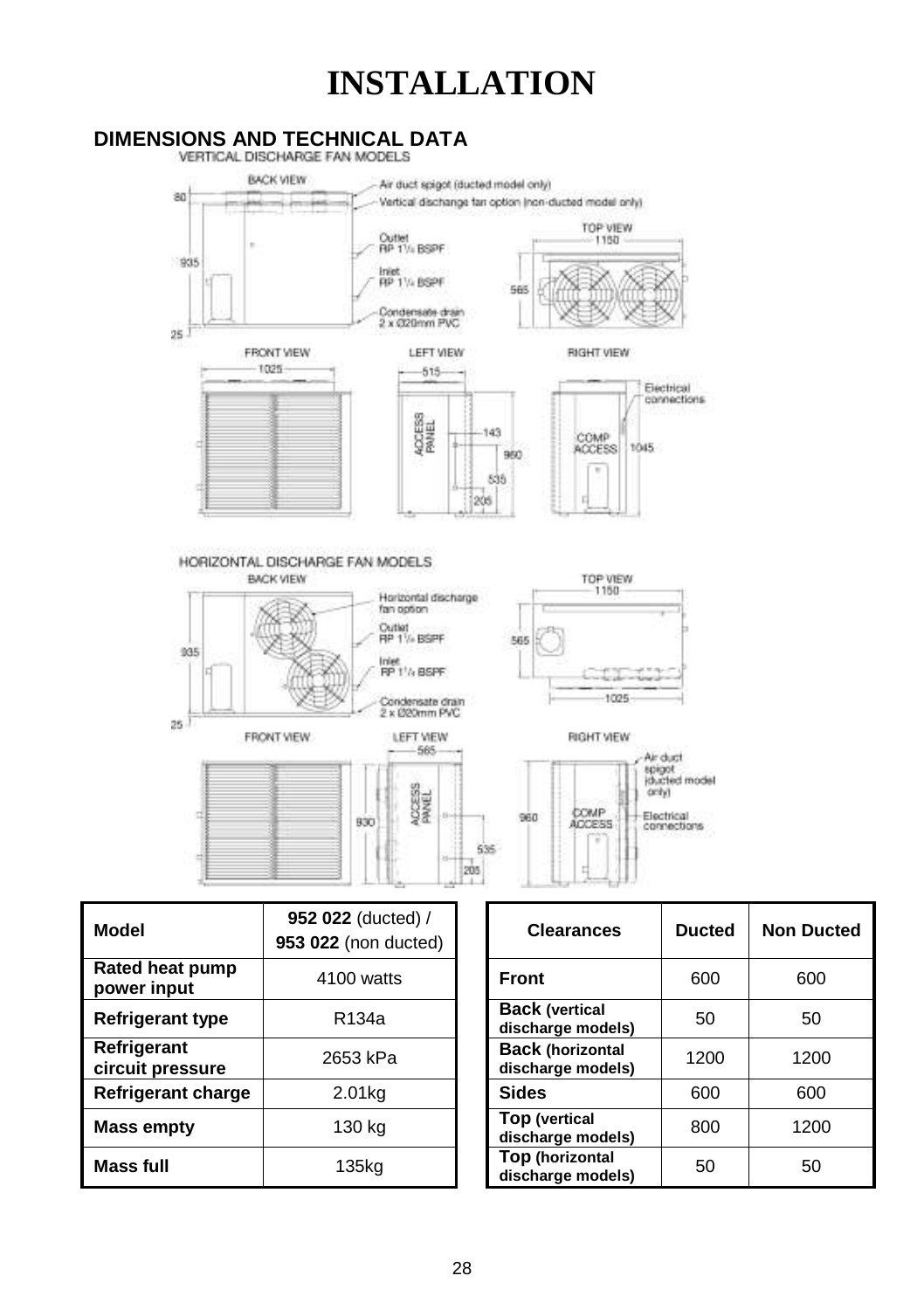# INSTALLATION

## DIMENSIONS AND TECHNICAL DATA

VERTICAL DISCHARGE FAN MODELS

BACK VIEW

Air duct spigot (ducted model only)

Vertical discharge fan option (non-ducted model only)

TOP VIEW

Outlet RP 1¼ BSPF

Inlet RP 1¼ BSPF

Condensate drain 2 x Ø20mm PVC

FRONT VIEW

LEFT VIEW

RIGHT VIEW

Electrical connections

ACCESS PANEL

COMP ACCESS

HORIZONTAL DISCHARGE FAN MODELS

BACK VIEW

Horizontal discharge fan option

Outlet RP 1¼ BSPF

Inlet RP 1¼ BSPF

Condensate drain 2 x Ø20mm PVC

TOP VIEW

FRONT VIEW

LEFT VIEW

RIGHT VIEW

Air duct spigot (ducted model only)

Electrical connections

ACCESS PANEL

COMP ACCESS

| Model | **952 022** (ducted) / **953 022** (non ducted) |
|---|---|
| **Rated heat pump power input** | 4100 watts |
| **Refrigerant type** | R134a |
| **Refrigerant circuit pressure** | 2653 kPa |
| **Refrigerant charge** | 2.01kg |
| **Mass empty** | 130 kg |
| **Mass full** | 135kg |

| Clearances | Ducted | Non Ducted |
|---|---|---|
| **Front** | 600 | 600 |
| **Back (vertical discharge models)** | 50 | 50 |
| **Back (horizontal discharge models)** | 1200 | 1200 |
| **Sides** | 600 | 600 |
| **Top (vertical discharge models)** | 800 | 1200 |
| **Top (horizontal discharge models)** | 50 | 50 |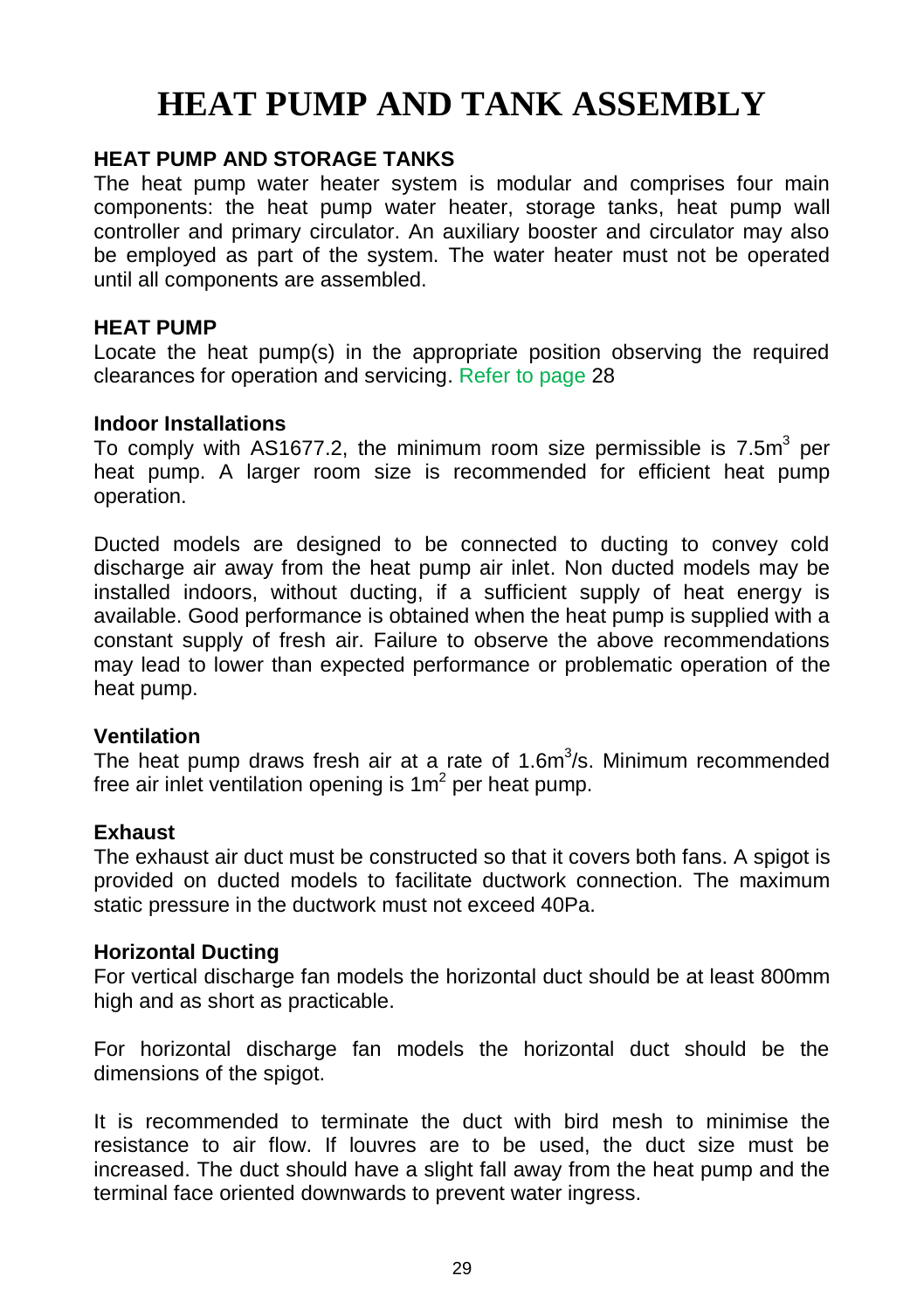# HEAT PUMP AND TANK ASSEMBLY

## HEAT PUMP AND STORAGE TANKS

The heat pump water heater system is modular and comprises four main components: the heat pump water heater, storage tanks, heat pump wall controller and primary circulator. An auxiliary booster and circulator may also be employed as part of the system. The water heater must not be operated until all components are assembled.

## HEAT PUMP

Locate the heat pump(s) in the appropriate position observing the required clearances for operation and servicing. Refer to page 28

### Indoor Installations

To comply with AS1677.2, the minimum room size permissible is 7.5m$^3$ per heat pump. A larger room size is recommended for efficient heat pump operation.

Ducted models are designed to be connected to ducting to convey cold discharge air away from the heat pump air inlet. Non ducted models may be installed indoors, without ducting, if a sufficient supply of heat energy is available. Good performance is obtained when the heat pump is supplied with a constant supply of fresh air. Failure to observe the above recommendations may lead to lower than expected performance or problematic operation of the heat pump.

### Ventilation

The heat pump draws fresh air at a rate of 1.6m$^3$/s. Minimum recommended free air inlet ventilation opening is 1m$^2$ per heat pump.

### Exhaust

The exhaust air duct must be constructed so that it covers both fans. A spigot is provided on ducted models to facilitate ductwork connection. The maximum static pressure in the ductwork must not exceed 40Pa.

### Horizontal Ducting

For vertical discharge fan models the horizontal duct should be at least 800mm high and as short as practicable.

For horizontal discharge fan models the horizontal duct should be the dimensions of the spigot.

It is recommended to terminate the duct with bird mesh to minimise the resistance to air flow. If louvres are to be used, the duct size must be increased. The duct should have a slight fall away from the heat pump and the terminal face oriented downwards to prevent water ingress.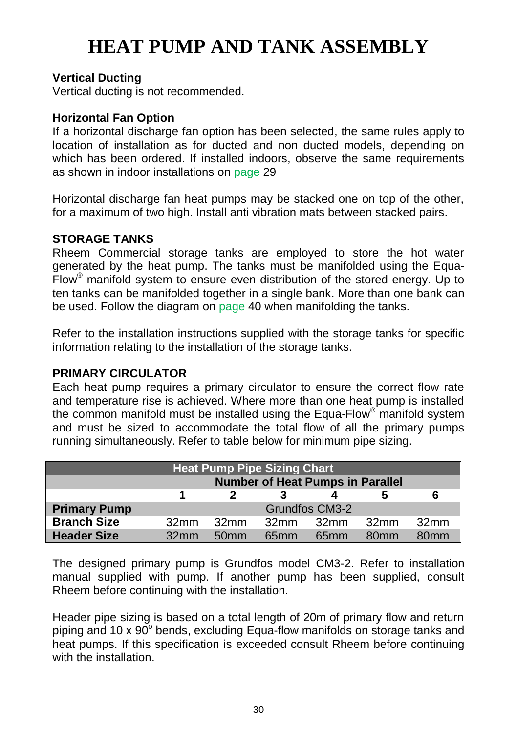# HEAT PUMP AND TANK ASSEMBLY

**Vertical Ducting**

Vertical ducting is not recommended.

**Horizontal Fan Option**

If a horizontal discharge fan option has been selected, the same rules apply to location of installation as for ducted and non ducted models, depending on which has been ordered. If installed indoors, observe the same requirements as shown in indoor installations on page 29

Horizontal discharge fan heat pumps may be stacked one on top of the other, for a maximum of two high. Install anti vibration mats between stacked pairs.

**STORAGE TANKS**

Rheem Commercial storage tanks are employed to store the hot water generated by the heat pump. The tanks must be manifolded using the Equa-Flow® manifold system to ensure even distribution of the stored energy. Up to ten tanks can be manifolded together in a single bank. More than one bank can be used. Follow the diagram on page 40 when manifolding the tanks.

Refer to the installation instructions supplied with the storage tanks for specific information relating to the installation of the storage tanks.

**PRIMARY CIRCULATOR**

Each heat pump requires a primary circulator to ensure the correct flow rate and temperature rise is achieved. Where more than one heat pump is installed the common manifold must be installed using the Equa-Flow® manifold system and must be sized to accommodate the total flow of all the primary pumps running simultaneously. Refer to table below for minimum pipe sizing.

| Heat Pump Pipe Sizing Chart | | | | | | |
|---|---|---|---|---|---|---|
| | Number of Heat Pumps in Parallel | | | | | |
| | 1 | 2 | 3 | 4 | 5 | 6 |
| **Primary Pump** | Grundfos CM3-2 | | | | | |
| **Branch Size** | 32mm | 32mm | 32mm | 32mm | 32mm | 32mm |
| **Header Size** | 32mm | 50mm | 65mm | 65mm | 80mm | 80mm |

The designed primary pump is Grundfos model CM3-2. Refer to installation manual supplied with pump. If another pump has been supplied, consult Rheem before continuing with the installation.

Header pipe sizing is based on a total length of 20m of primary flow and return piping and 10 x 90° bends, excluding Equa-flow manifolds on storage tanks and heat pumps. If this specification is exceeded consult Rheem before continuing with the installation.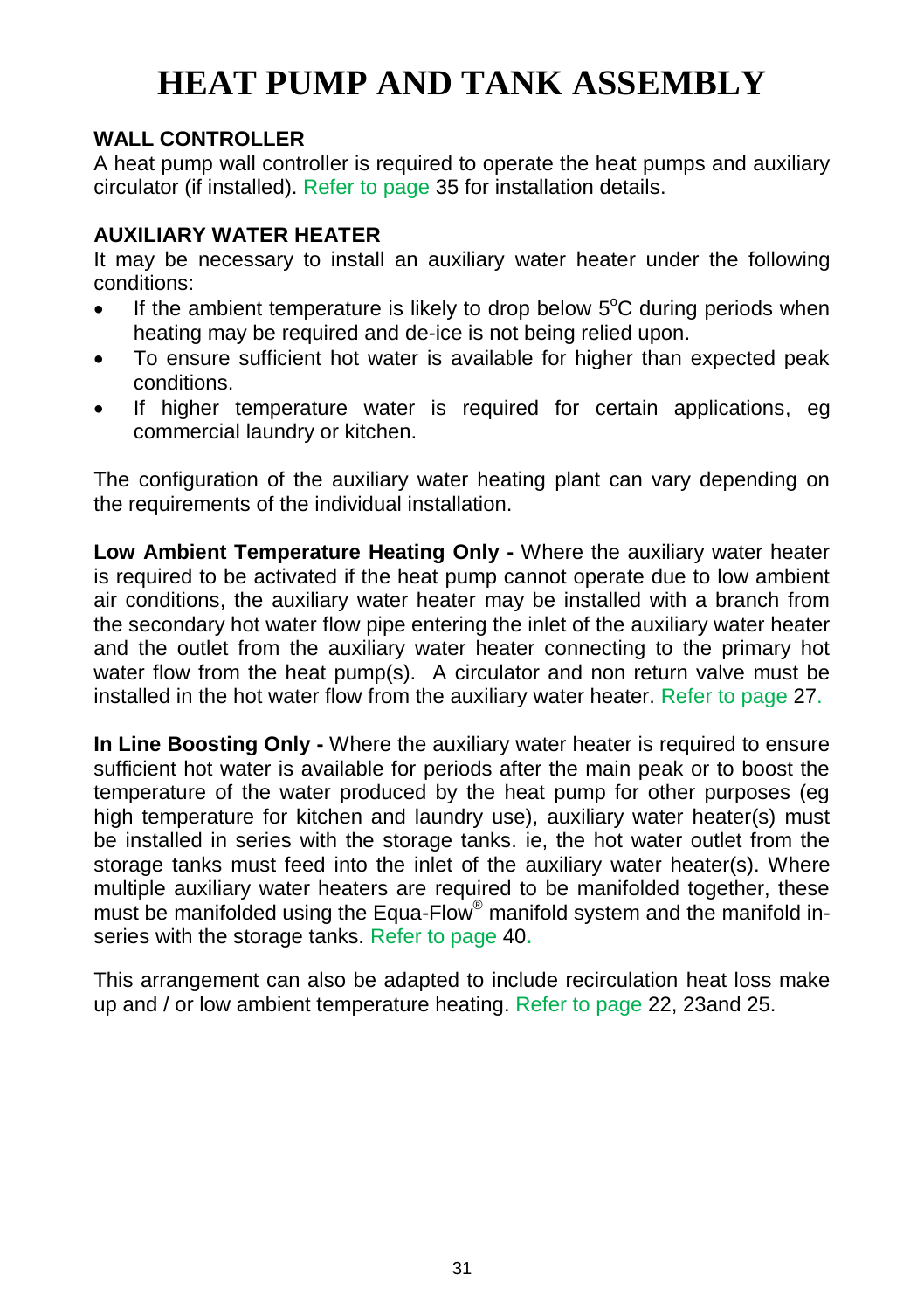# HEAT PUMP AND TANK ASSEMBLY

## WALL CONTROLLER

A heat pump wall controller is required to operate the heat pumps and auxiliary circulator (if installed). Refer to page 35 for installation details.

## AUXILIARY WATER HEATER

It may be necessary to install an auxiliary water heater under the following conditions:

- If the ambient temperature is likely to drop below 5°C during periods when heating may be required and de-ice is not being relied upon.
- To ensure sufficient hot water is available for higher than expected peak conditions.
- If higher temperature water is required for certain applications, eg commercial laundry or kitchen.

The configuration of the auxiliary water heating plant can vary depending on the requirements of the individual installation.

**Low Ambient Temperature Heating Only -** Where the auxiliary water heater is required to be activated if the heat pump cannot operate due to low ambient air conditions, the auxiliary water heater may be installed with a branch from the secondary hot water flow pipe entering the inlet of the auxiliary water heater and the outlet from the auxiliary water heater connecting to the primary hot water flow from the heat pump(s). A circulator and non return valve must be installed in the hot water flow from the auxiliary water heater. Refer to page 27.

**In Line Boosting Only -** Where the auxiliary water heater is required to ensure sufficient hot water is available for periods after the main peak or to boost the temperature of the water produced by the heat pump for other purposes (eg high temperature for kitchen and laundry use), auxiliary water heater(s) must be installed in series with the storage tanks. ie, the hot water outlet from the storage tanks must feed into the inlet of the auxiliary water heater(s). Where multiple auxiliary water heaters are required to be manifolded together, these must be manifolded using the Equa-Flow® manifold system and the manifold in-series with the storage tanks. Refer to page 40.

This arrangement can also be adapted to include recirculation heat loss make up and / or low ambient temperature heating. Refer to page 22, 23and 25.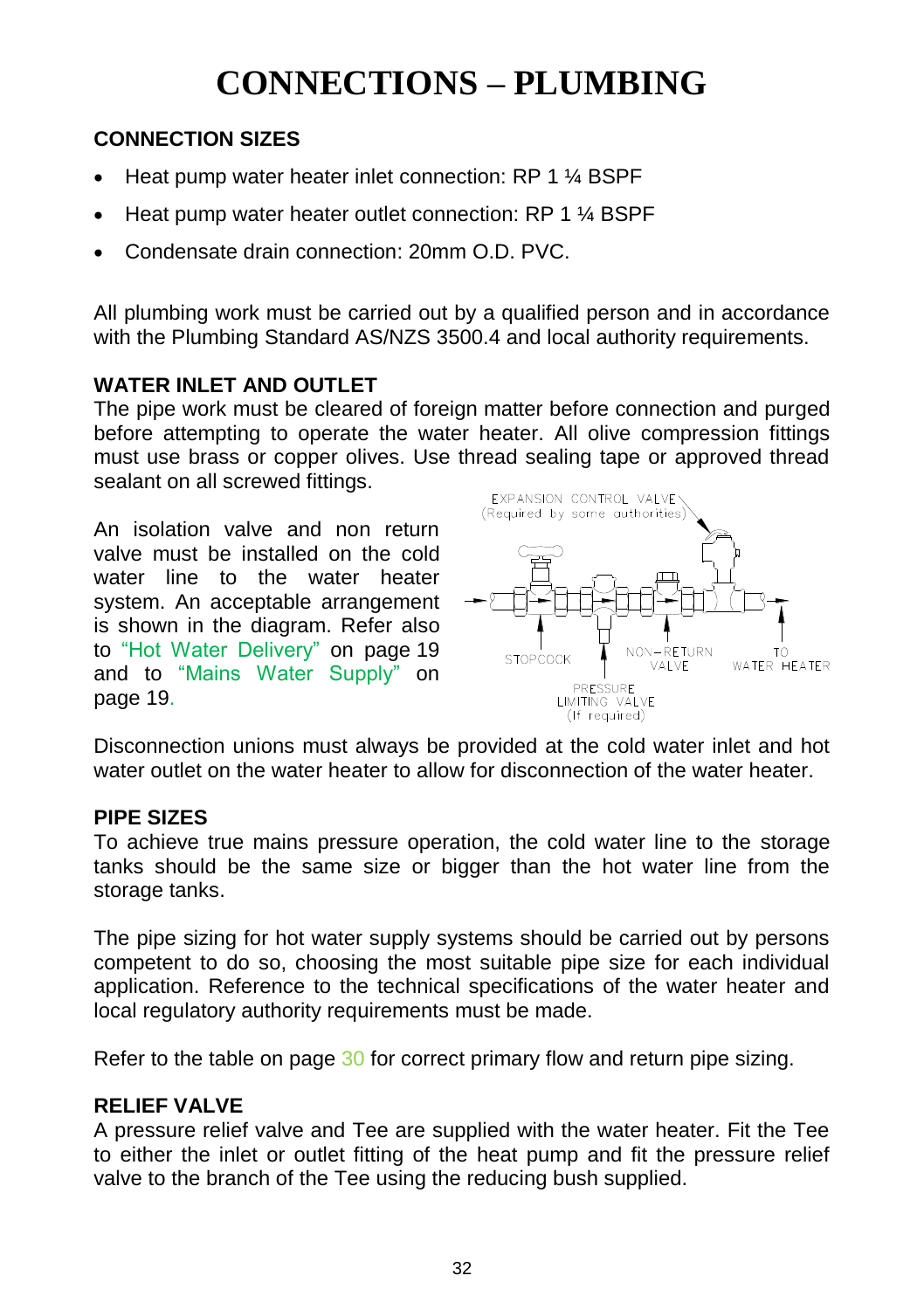# CONNECTIONS – PLUMBING

### CONNECTION SIZES

- Heat pump water heater inlet connection: RP 1 ¼ BSPF
- Heat pump water heater outlet connection: RP 1 ¼ BSPF
- Condensate drain connection: 20mm O.D. PVC.

All plumbing work must be carried out by a qualified person and in accordance with the Plumbing Standard AS/NZS 3500.4 and local authority requirements.

### WATER INLET AND OUTLET

The pipe work must be cleared of foreign matter before connection and purged before attempting to operate the water heater. All olive compression fittings must use brass or copper olives. Use thread sealing tape or approved thread sealant on all screwed fittings.

An isolation valve and non return valve must be installed on the cold water line to the water heater system. An acceptable arrangement is shown in the diagram. Refer also to "Hot Water Delivery" on page 19 and to "Mains Water Supply" on page 19.

EXPANSION CONTROL VALVE (Required by some authorities)

STOPCOCK

PRESSURE LIMITING VALVE (If required)

NON–RETURN VALVE

TO WATER HEATER

Disconnection unions must always be provided at the cold water inlet and hot water outlet on the water heater to allow for disconnection of the water heater.

### PIPE SIZES

To achieve true mains pressure operation, the cold water line to the storage tanks should be the same size or bigger than the hot water line from the storage tanks.

The pipe sizing for hot water supply systems should be carried out by persons competent to do so, choosing the most suitable pipe size for each individual application. Reference to the technical specifications of the water heater and local regulatory authority requirements must be made.

Refer to the table on page 30 for correct primary flow and return pipe sizing.

### RELIEF VALVE

A pressure relief valve and Tee are supplied with the water heater. Fit the Tee to either the inlet or outlet fitting of the heat pump and fit the pressure relief valve to the branch of the Tee using the reducing bush supplied.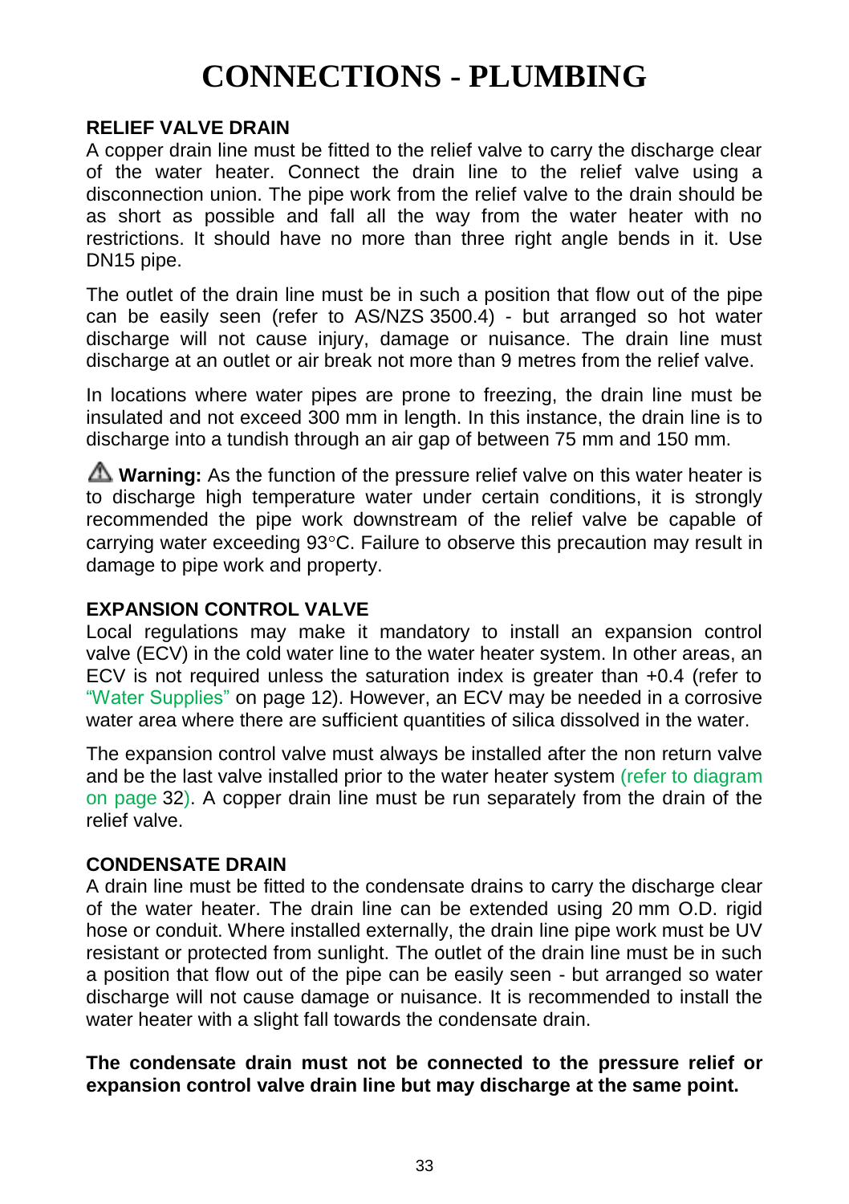# CONNECTIONS - PLUMBING

### RELIEF VALVE DRAIN

A copper drain line must be fitted to the relief valve to carry the discharge clear of the water heater. Connect the drain line to the relief valve using a disconnection union. The pipe work from the relief valve to the drain should be as short as possible and fall all the way from the water heater with no restrictions. It should have no more than three right angle bends in it. Use DN15 pipe.

The outlet of the drain line must be in such a position that flow out of the pipe can be easily seen (refer to AS/NZS 3500.4) - but arranged so hot water discharge will not cause injury, damage or nuisance. The drain line must discharge at an outlet or air break not more than 9 metres from the relief valve.

In locations where water pipes are prone to freezing, the drain line must be insulated and not exceed 300 mm in length. In this instance, the drain line is to discharge into a tundish through an air gap of between 75 mm and 150 mm.

⚠ **Warning:** As the function of the pressure relief valve on this water heater is to discharge high temperature water under certain conditions, it is strongly recommended the pipe work downstream of the relief valve be capable of carrying water exceeding 93°C. Failure to observe this precaution may result in damage to pipe work and property.

### EXPANSION CONTROL VALVE

Local regulations may make it mandatory to install an expansion control valve (ECV) in the cold water line to the water heater system. In other areas, an ECV is not required unless the saturation index is greater than +0.4 (refer to "Water Supplies" on page 12). However, an ECV may be needed in a corrosive water area where there are sufficient quantities of silica dissolved in the water.

The expansion control valve must always be installed after the non return valve and be the last valve installed prior to the water heater system (refer to diagram on page 32). A copper drain line must be run separately from the drain of the relief valve.

### CONDENSATE DRAIN

A drain line must be fitted to the condensate drains to carry the discharge clear of the water heater. The drain line can be extended using 20 mm O.D. rigid hose or conduit. Where installed externally, the drain line pipe work must be UV resistant or protected from sunlight. The outlet of the drain line must be in such a position that flow out of the pipe can be easily seen - but arranged so water discharge will not cause damage or nuisance. It is recommended to install the water heater with a slight fall towards the condensate drain.

**The condensate drain must not be connected to the pressure relief or expansion control valve drain line but may discharge at the same point.**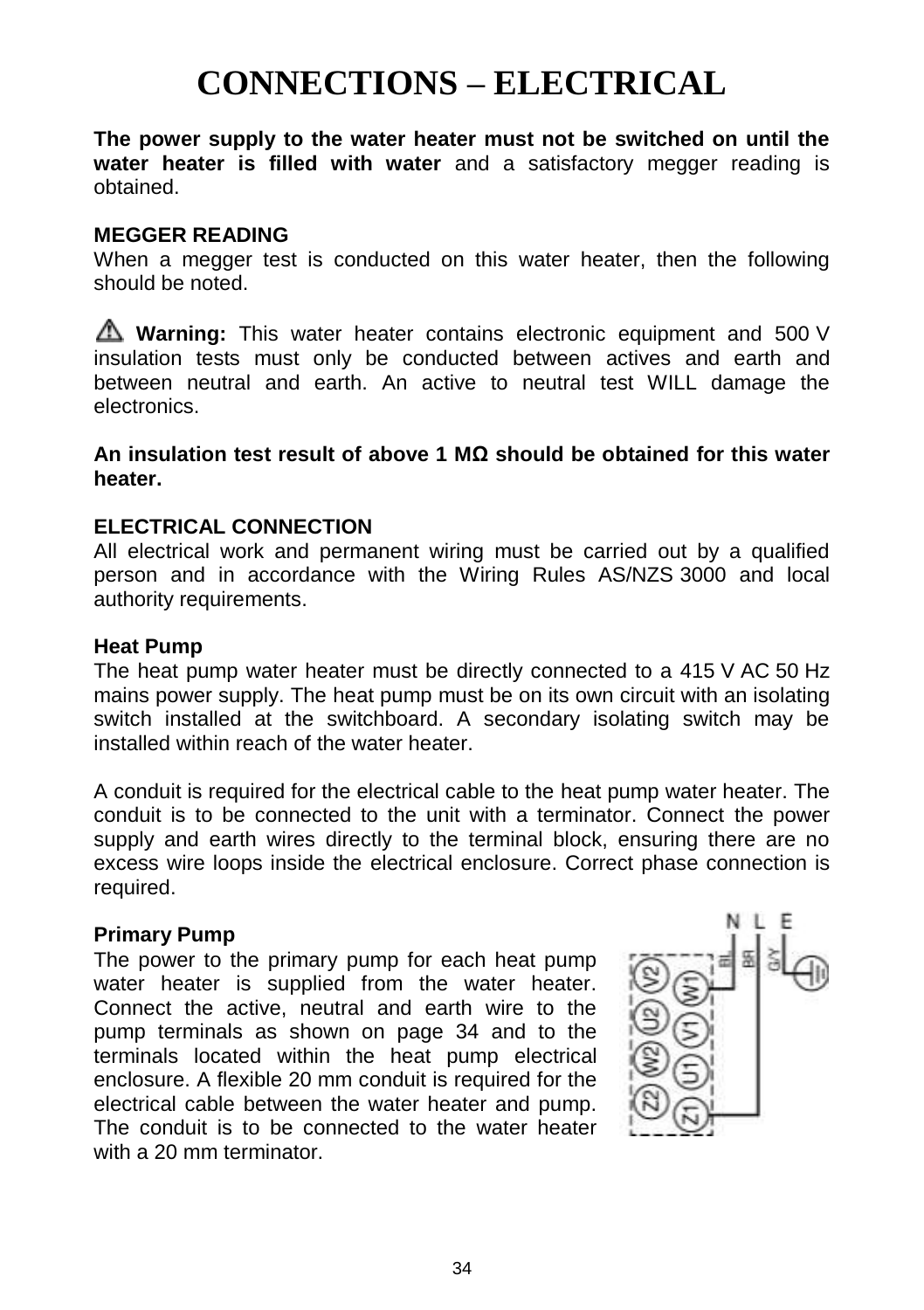# CONNECTIONS – ELECTRICAL

**The power supply to the water heater must not be switched on until the water heater is filled with water** and a satisfactory megger reading is obtained.

**MEGGER READING**

When a megger test is conducted on this water heater, then the following should be noted.

⚠ **Warning:** This water heater contains electronic equipment and 500 V insulation tests must only be conducted between actives and earth and between neutral and earth. An active to neutral test WILL damage the electronics.

**An insulation test result of above 1 MΩ should be obtained for this water heater.**

**ELECTRICAL CONNECTION**

All electrical work and permanent wiring must be carried out by a qualified person and in accordance with the Wiring Rules AS/NZS 3000 and local authority requirements.

**Heat Pump**

The heat pump water heater must be directly connected to a 415 V AC 50 Hz mains power supply. The heat pump must be on its own circuit with an isolating switch installed at the switchboard. A secondary isolating switch may be installed within reach of the water heater.

A conduit is required for the electrical cable to the heat pump water heater. The conduit is to be connected to the unit with a terminator. Connect the power supply and earth wires directly to the terminal block, ensuring there are no excess wire loops inside the electrical enclosure. Correct phase connection is required.

**Primary Pump**

The power to the primary pump for each heat pump water heater is supplied from the water heater. Connect the active, neutral and earth wire to the pump terminals as shown on page 34 and to the terminals located within the heat pump electrical enclosure. A flexible 20 mm conduit is required for the electrical cable between the water heater and pump. The conduit is to be connected to the water heater with a 20 mm terminator.

N L E

BL BR G/Y

V2 W1 U2 V1 W2 U1 Z2 Z1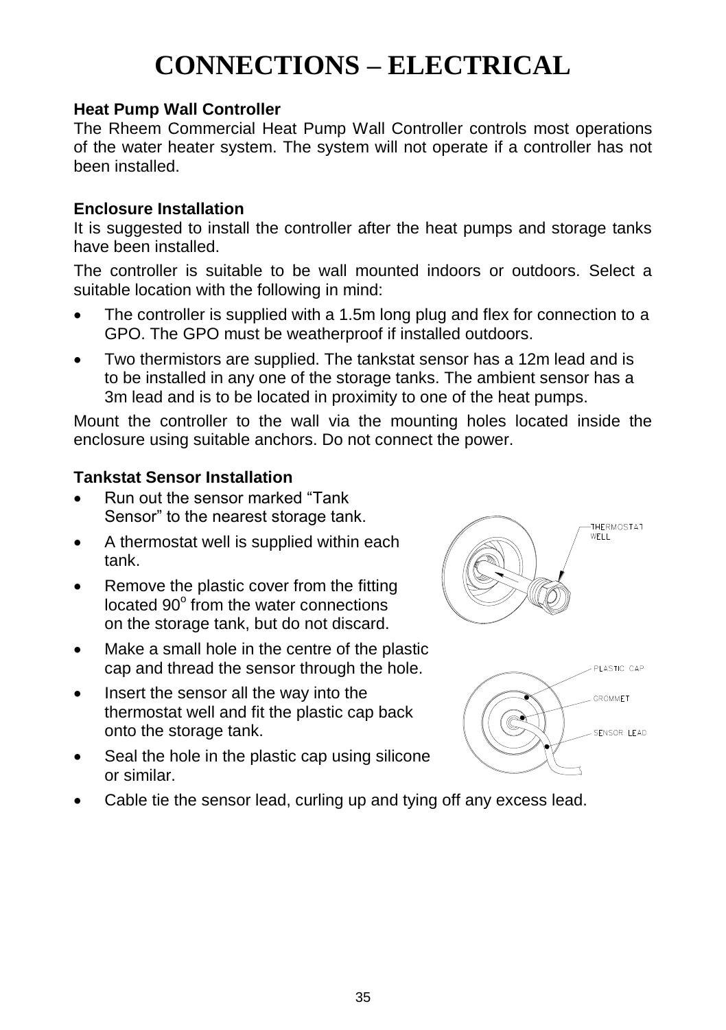# CONNECTIONS – ELECTRICAL

**Heat Pump Wall Controller**

The Rheem Commercial Heat Pump Wall Controller controls most operations of the water heater system. The system will not operate if a controller has not been installed.

**Enclosure Installation**

It is suggested to install the controller after the heat pumps and storage tanks have been installed.

The controller is suitable to be wall mounted indoors or outdoors. Select a suitable location with the following in mind:

- The controller is supplied with a 1.5m long plug and flex for connection to a GPO. The GPO must be weatherproof if installed outdoors.
- Two thermistors are supplied. The tankstat sensor has a 12m lead and is to be installed in any one of the storage tanks. The ambient sensor has a 3m lead and is to be located in proximity to one of the heat pumps.

Mount the controller to the wall via the mounting holes located inside the enclosure using suitable anchors. Do not connect the power.

**Tankstat Sensor Installation**

- Run out the sensor marked "Tank Sensor" to the nearest storage tank.
- A thermostat well is supplied within each tank.
- Remove the plastic cover from the fitting located 90$^{o}$ from the water connections on the storage tank, but do not discard.
- Make a small hole in the centre of the plastic cap and thread the sensor through the hole.
- Insert the sensor all the way into the thermostat well and fit the plastic cap back onto the storage tank.
- Seal the hole in the plastic cap using silicone or similar.
- Cable tie the sensor lead, curling up and tying off any excess lead.

THERMOSTAT WELL

PLASTIC CAP

GROMMET

SENSOR LEAD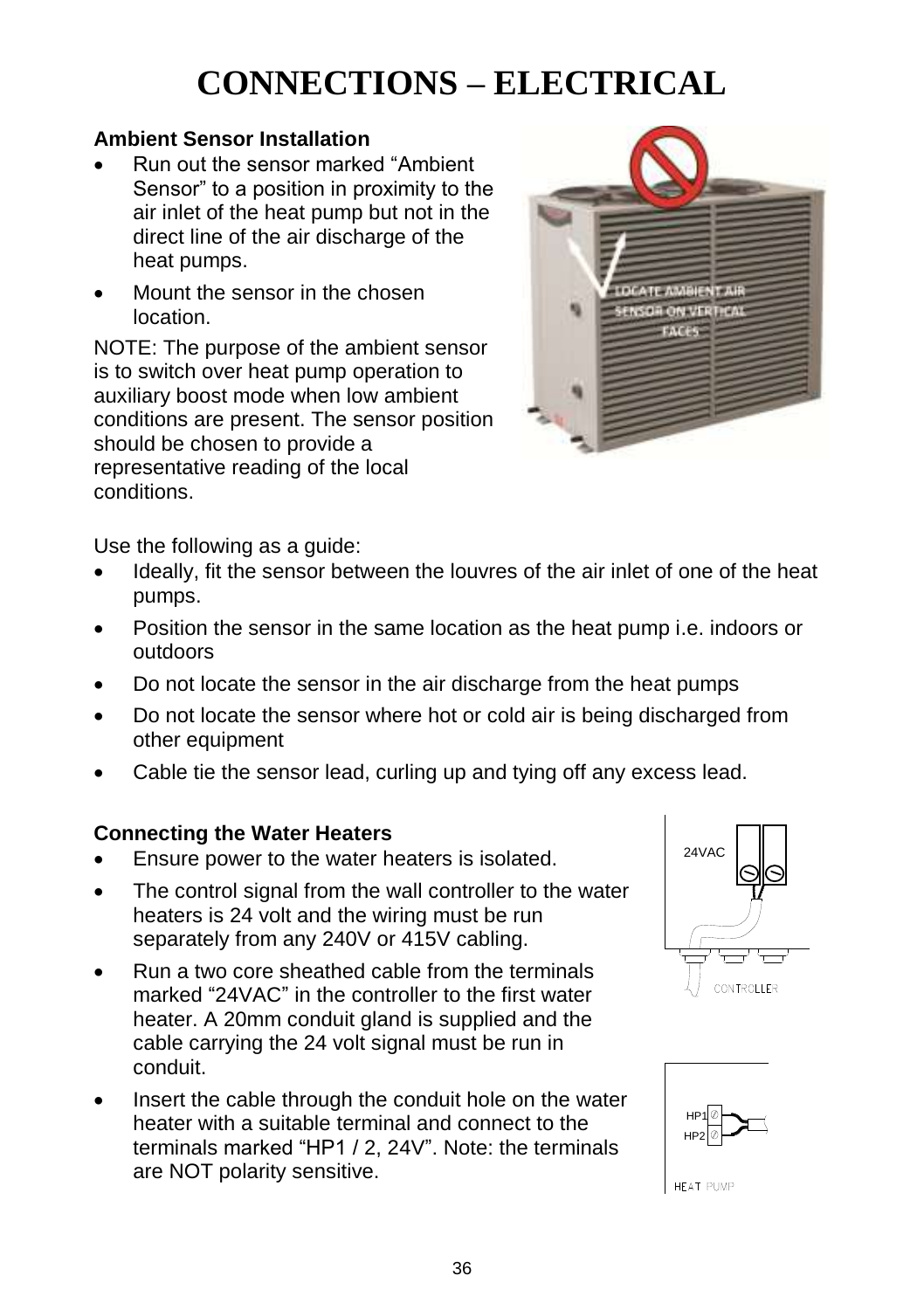# CONNECTIONS – ELECTRICAL

**Ambient Sensor Installation**

- Run out the sensor marked “Ambient Sensor” to a position in proximity to the air inlet of the heat pump but not in the direct line of the air discharge of the heat pumps.
- Mount the sensor in the chosen location.

NOTE: The purpose of the ambient sensor is to switch over heat pump operation to auxiliary boost mode when low ambient conditions are present. The sensor position should be chosen to provide a representative reading of the local conditions.

Use the following as a guide:

- Ideally, fit the sensor between the louvres of the air inlet of one of the heat pumps.
- Position the sensor in the same location as the heat pump i.e. indoors or outdoors
- Do not locate the sensor in the air discharge from the heat pumps
- Do not locate the sensor where hot or cold air is being discharged from other equipment
- Cable tie the sensor lead, curling up and tying off any excess lead.

**Connecting the Water Heaters**

- Ensure power to the water heaters is isolated.
- The control signal from the wall controller to the water heaters is 24 volt and the wiring must be run separately from any 240V or 415V cabling.
- Run a two core sheathed cable from the terminals marked “24VAC” in the controller to the first water heater. A 20mm conduit gland is supplied and the cable carrying the 24 volt signal must be run in conduit.
- Insert the cable through the conduit hole on the water heater with a suitable terminal and connect to the terminals marked “HP1 / 2, 24V”. Note: the terminals are NOT polarity sensitive.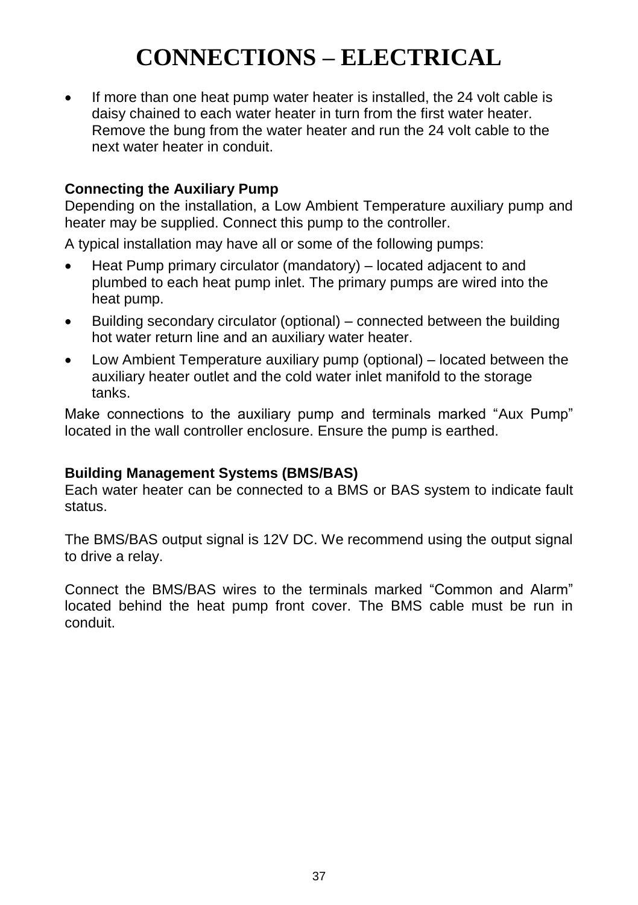# CONNECTIONS – ELECTRICAL

- If more than one heat pump water heater is installed, the 24 volt cable is daisy chained to each water heater in turn from the first water heater. Remove the bung from the water heater and run the 24 volt cable to the next water heater in conduit.

**Connecting the Auxiliary Pump**

Depending on the installation, a Low Ambient Temperature auxiliary pump and heater may be supplied. Connect this pump to the controller.

A typical installation may have all or some of the following pumps:

- Heat Pump primary circulator (mandatory) – located adjacent to and plumbed to each heat pump inlet. The primary pumps are wired into the heat pump.
- Building secondary circulator (optional) – connected between the building hot water return line and an auxiliary water heater.
- Low Ambient Temperature auxiliary pump (optional) – located between the auxiliary heater outlet and the cold water inlet manifold to the storage tanks.

Make connections to the auxiliary pump and terminals marked "Aux Pump" located in the wall controller enclosure. Ensure the pump is earthed.

**Building Management Systems (BMS/BAS)**

Each water heater can be connected to a BMS or BAS system to indicate fault status.

The BMS/BAS output signal is 12V DC. We recommend using the output signal to drive a relay.

Connect the BMS/BAS wires to the terminals marked "Common and Alarm" located behind the heat pump front cover. The BMS cable must be run in conduit.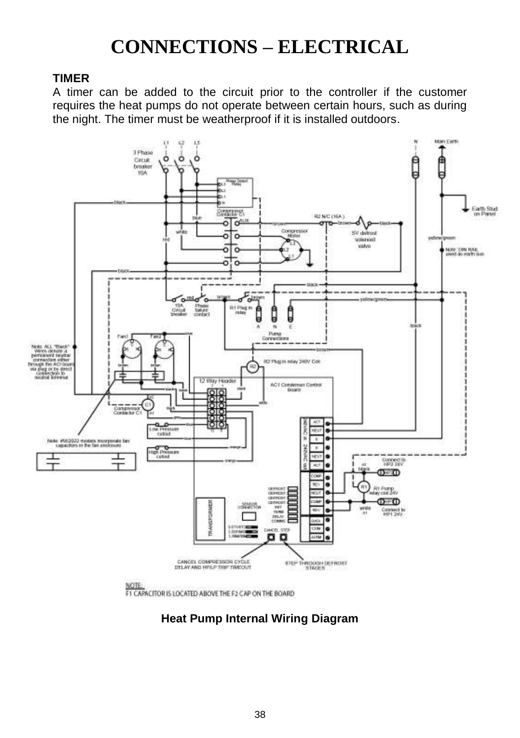# CONNECTIONS – ELECTRICAL

**TIMER**

A timer can be added to the circuit prior to the controller if the customer requires the heat pumps do not operate between certain hours, such as during the night. The timer must be weatherproof if it is installed outdoors.

**Heat Pump Internal Wiring Diagram**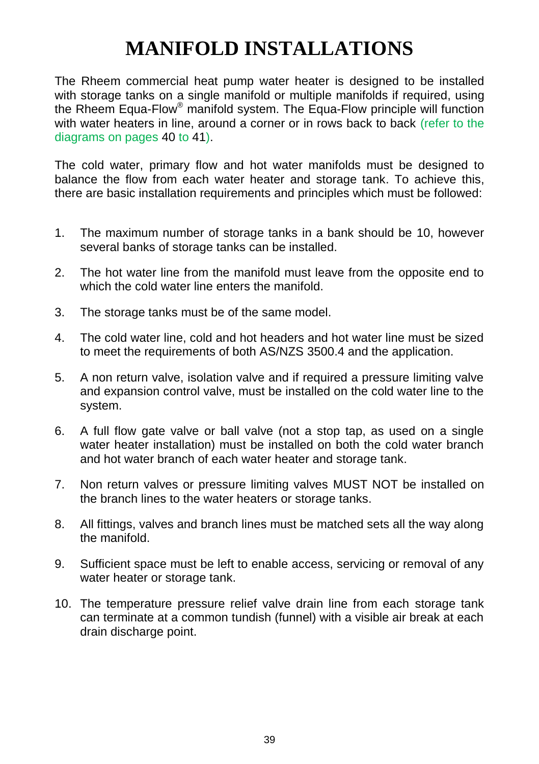# MANIFOLD INSTALLATIONS

The Rheem commercial heat pump water heater is designed to be installed with storage tanks on a single manifold or multiple manifolds if required, using the Rheem Equa-Flow® manifold system. The Equa-Flow principle will function with water heaters in line, around a corner or in rows back to back (refer to the diagrams on pages 40 to 41).

The cold water, primary flow and hot water manifolds must be designed to balance the flow from each water heater and storage tank. To achieve this, there are basic installation requirements and principles which must be followed:

1. The maximum number of storage tanks in a bank should be 10, however several banks of storage tanks can be installed.
2. The hot water line from the manifold must leave from the opposite end to which the cold water line enters the manifold.
3. The storage tanks must be of the same model.
4. The cold water line, cold and hot headers and hot water line must be sized to meet the requirements of both AS/NZS 3500.4 and the application.
5. A non return valve, isolation valve and if required a pressure limiting valve and expansion control valve, must be installed on the cold water line to the system.
6. A full flow gate valve or ball valve (not a stop tap, as used on a single water heater installation) must be installed on both the cold water branch and hot water branch of each water heater and storage tank.
7. Non return valves or pressure limiting valves MUST NOT be installed on the branch lines to the water heaters or storage tanks.
8. All fittings, valves and branch lines must be matched sets all the way along the manifold.
9. Sufficient space must be left to enable access, servicing or removal of any water heater or storage tank.
10. The temperature pressure relief valve drain line from each storage tank can terminate at a common tundish (funnel) with a visible air break at each drain discharge point.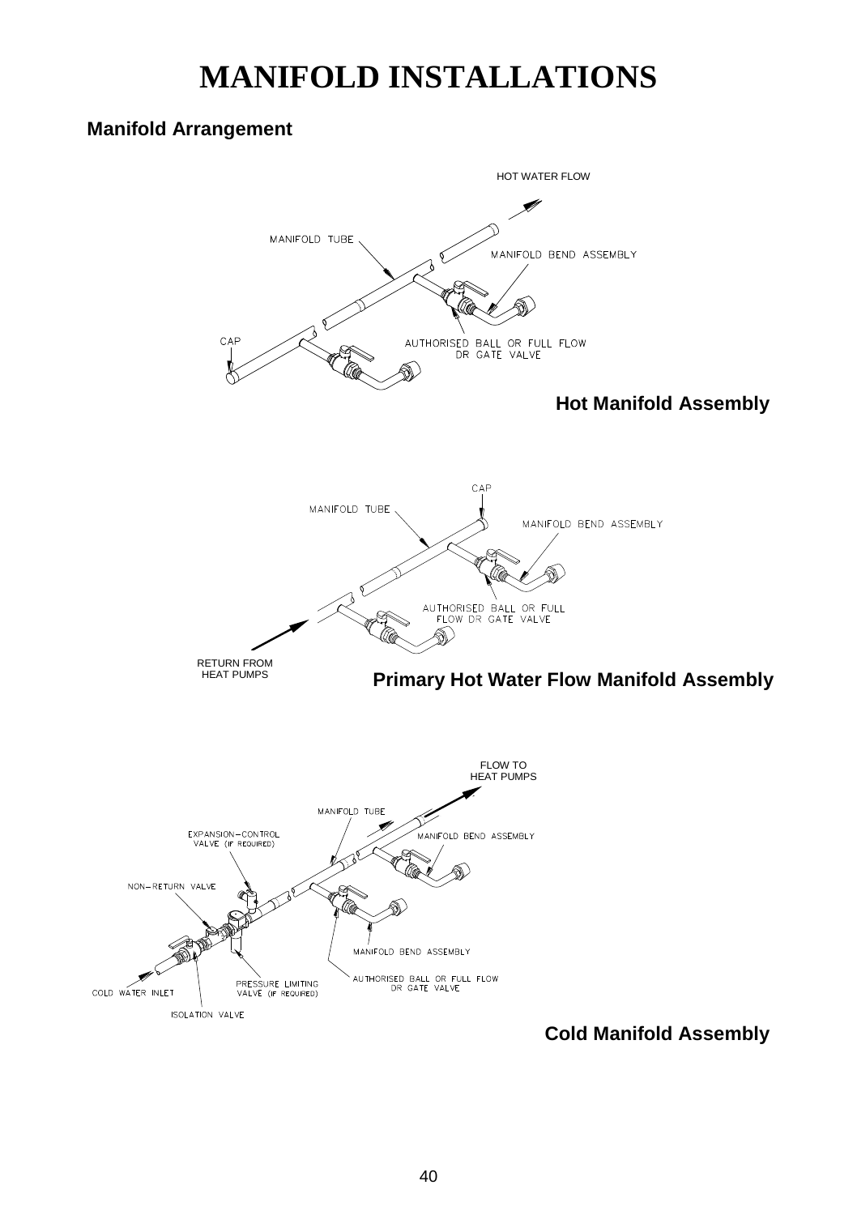# MANIFOLD INSTALLATIONS

## Manifold Arrangement

HOT WATER FLOW

MANIFOLD TUBE

MANIFOLD BEND ASSEMBLY

CAP

AUTHORISED BALL OR FULL FLOW OR GATE VALVE

**Hot Manifold Assembly**

CAP

MANIFOLD TUBE

MANIFOLD BEND ASSEMBLY

AUTHORISED BALL OR FULL FLOW OR GATE VALVE

RETURN FROM HEAT PUMPS

**Primary Hot Water Flow Manifold Assembly**

FLOW TO HEAT PUMPS

MANIFOLD TUBE

EXPANSION-CONTROL VALVE (IF REQUIRED)

MANIFOLD BEND ASSEMBLY

NON-RETURN VALVE

MANIFOLD BEND ASSEMBLY

COLD WATER INLET

PRESSURE LIMITING VALVE (IF REQUIRED)

AUTHORISED BALL OR FULL FLOW OR GATE VALVE

ISOLATION VALVE

**Cold Manifold Assembly**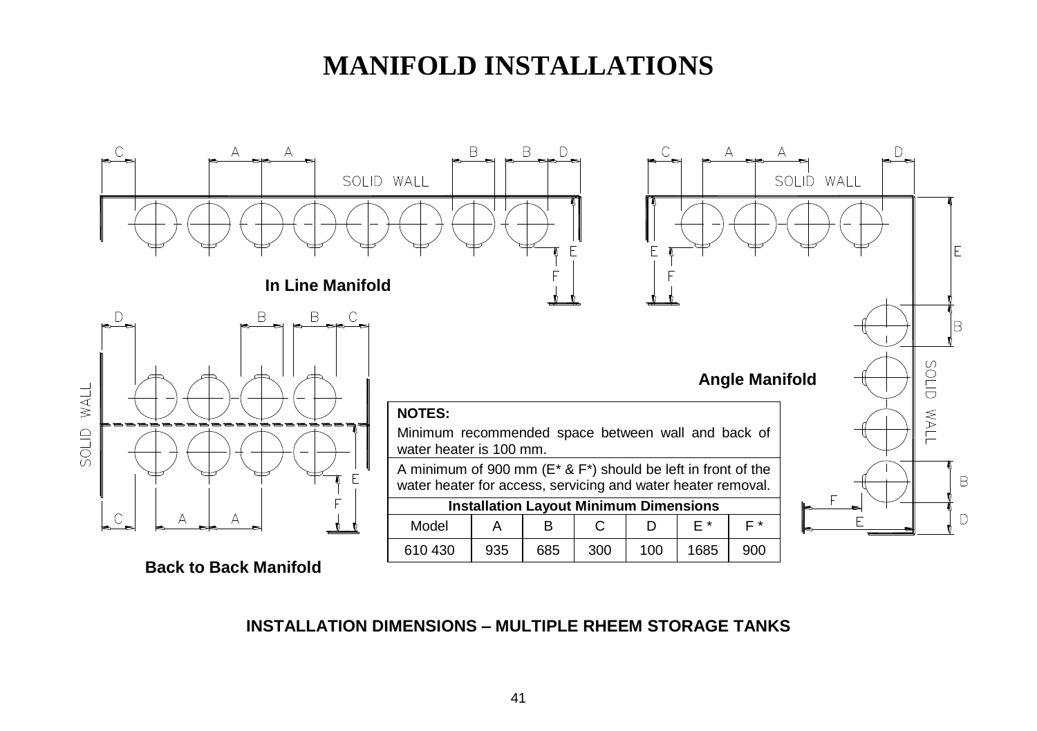# MANIFOLD INSTALLATIONS

**In Line Manifold**

**Angle Manifold**

**Back to Back Manifold**

**NOTES:**

Minimum recommended space between wall and back of water heater is 100 mm.

A minimum of 900 mm (E* & F*) should be left in front of the water heater for access, servicing and water heater removal.

| Installation Layout Minimum Dimensions | | | | | | |
|---|---|---|---|---|---|---|
| Model | A | B | C | D | E * | F * |
| 610 430 | 935 | 685 | 300 | 100 | 1685 | 900 |

**INSTALLATION DIMENSIONS – MULTIPLE RHEEM STORAGE TANKS**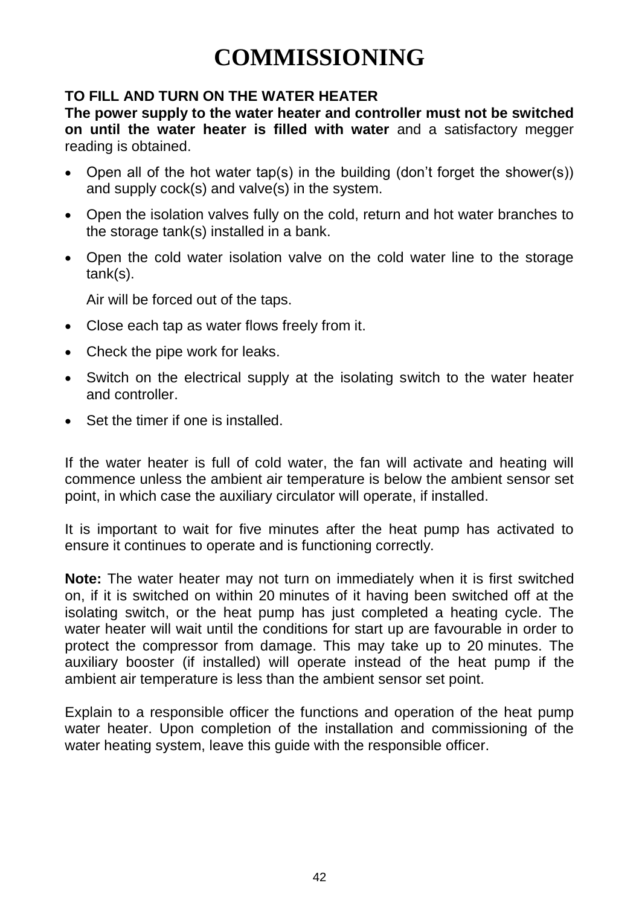# COMMISSIONING

**TO FILL AND TURN ON THE WATER HEATER**

**The power supply to the water heater and controller must not be switched on until the water heater is filled with water** and a satisfactory megger reading is obtained.

- Open all of the hot water tap(s) in the building (don't forget the shower(s)) and supply cock(s) and valve(s) in the system.
- Open the isolation valves fully on the cold, return and hot water branches to the storage tank(s) installed in a bank.
- Open the cold water isolation valve on the cold water line to the storage tank(s).

  Air will be forced out of the taps.

- Close each tap as water flows freely from it.
- Check the pipe work for leaks.
- Switch on the electrical supply at the isolating switch to the water heater and controller.
- Set the timer if one is installed.

If the water heater is full of cold water, the fan will activate and heating will commence unless the ambient air temperature is below the ambient sensor set point, in which case the auxiliary circulator will operate, if installed.

It is important to wait for five minutes after the heat pump has activated to ensure it continues to operate and is functioning correctly.

**Note:** The water heater may not turn on immediately when it is first switched on, if it is switched on within 20 minutes of it having been switched off at the isolating switch, or the heat pump has just completed a heating cycle. The water heater will wait until the conditions for start up are favourable in order to protect the compressor from damage. This may take up to 20 minutes. The auxiliary booster (if installed) will operate instead of the heat pump if the ambient air temperature is less than the ambient sensor set point.

Explain to a responsible officer the functions and operation of the heat pump water heater. Upon completion of the installation and commissioning of the water heating system, leave this guide with the responsible officer.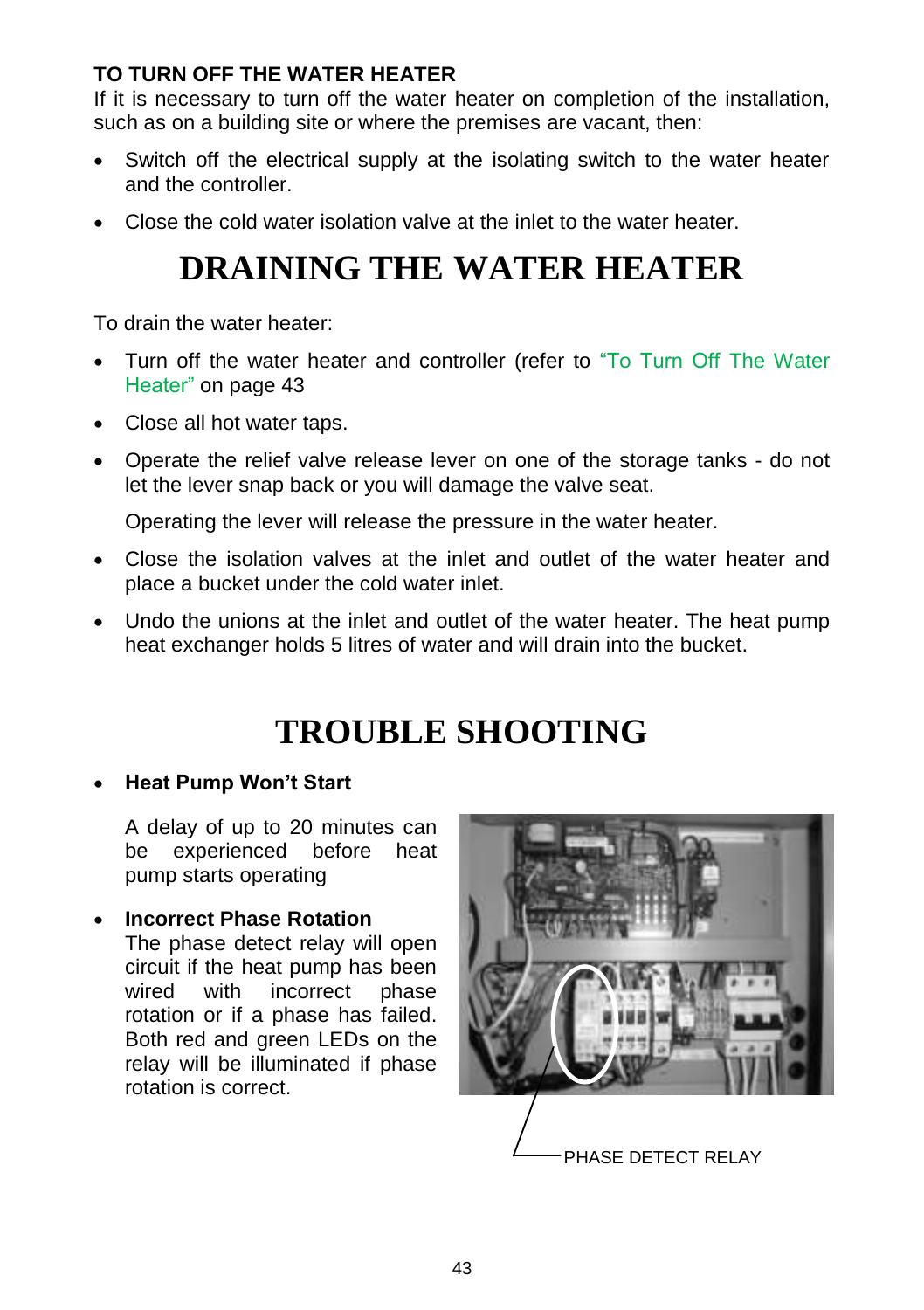### TO TURN OFF THE WATER HEATER

If it is necessary to turn off the water heater on completion of the installation, such as on a building site or where the premises are vacant, then:

- Switch off the electrical supply at the isolating switch to the water heater and the controller.
- Close the cold water isolation valve at the inlet to the water heater.

# DRAINING THE WATER HEATER

To drain the water heater:

- Turn off the water heater and controller (refer to "To Turn Off The Water Heater" on page 43
- Close all hot water taps.
- Operate the relief valve release lever on one of the storage tanks - do not let the lever snap back or you will damage the valve seat.

  Operating the lever will release the pressure in the water heater.
- Close the isolation valves at the inlet and outlet of the water heater and place a bucket under the cold water inlet.
- Undo the unions at the inlet and outlet of the water heater. The heat pump heat exchanger holds 5 litres of water and will drain into the bucket.

# TROUBLE SHOOTING

- **Heat Pump Won't Start**

  A delay of up to 20 minutes can be experienced before heat pump starts operating
- **Incorrect Phase Rotation**

  The phase detect relay will open circuit if the heat pump has been wired with incorrect phase rotation or if a phase has failed. Both red and green LEDs on the relay will be illuminated if phase rotation is correct.

PHASE DETECT RELAY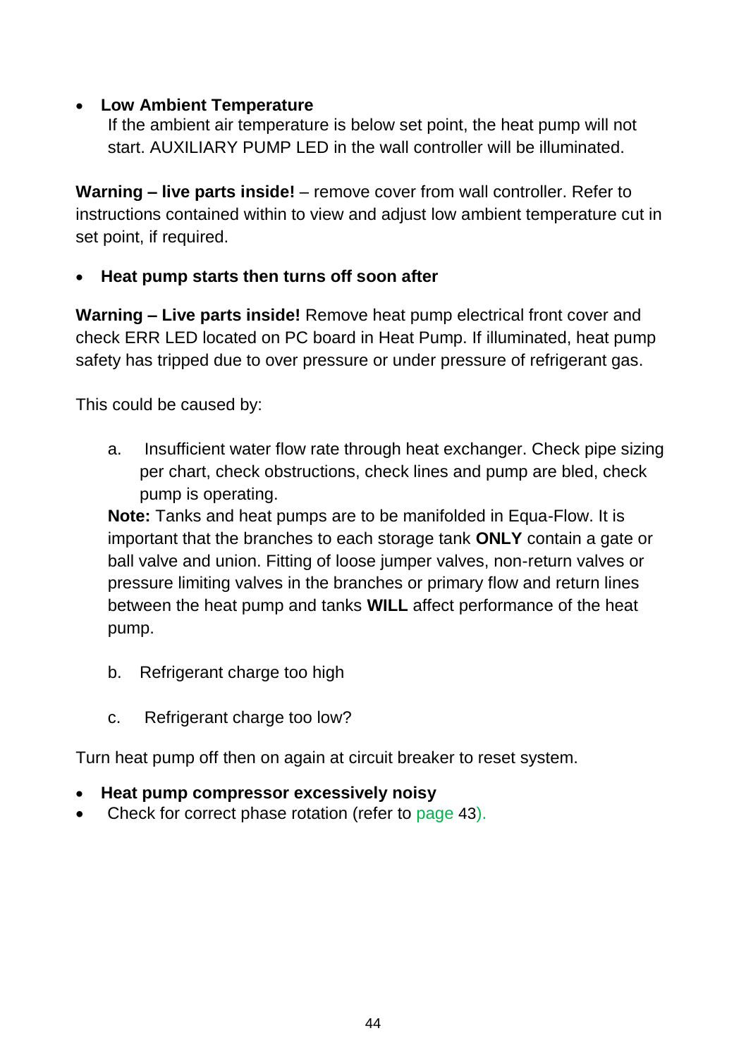- **Low Ambient Temperature**

  If the ambient air temperature is below set point, the heat pump will not start. AUXILIARY PUMP LED in the wall controller will be illuminated.

**Warning – live parts inside!** – remove cover from wall controller. Refer to instructions contained within to view and adjust low ambient temperature cut in set point, if required.

- **Heat pump starts then turns off soon after**

**Warning – Live parts inside!** Remove heat pump electrical front cover and check ERR LED located on PC board in Heat Pump. If illuminated, heat pump safety has tripped due to over pressure or under pressure of refrigerant gas.

This could be caused by:

a. Insufficient water flow rate through heat exchanger. Check pipe sizing per chart, check obstructions, check lines and pump are bled, check pump is operating.

   **Note:** Tanks and heat pumps are to be manifolded in Equa-Flow. It is important that the branches to each storage tank **ONLY** contain a gate or ball valve and union. Fitting of loose jumper valves, non-return valves or pressure limiting valves in the branches or primary flow and return lines between the heat pump and tanks **WILL** affect performance of the heat pump.

b. Refrigerant charge too high

c. Refrigerant charge too low?

Turn heat pump off then on again at circuit breaker to reset system.

- **Heat pump compressor excessively noisy**
- Check for correct phase rotation (refer to page 43).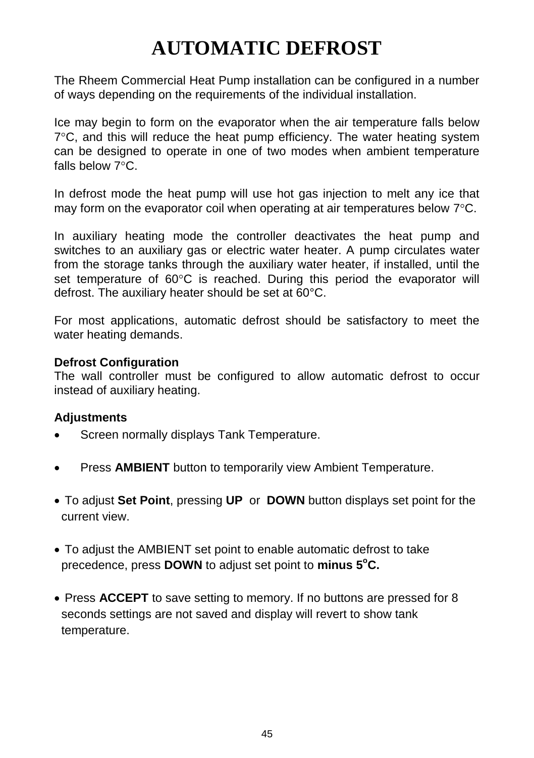# AUTOMATIC DEFROST

The Rheem Commercial Heat Pump installation can be configured in a number of ways depending on the requirements of the individual installation.

Ice may begin to form on the evaporator when the air temperature falls below 7°C, and this will reduce the heat pump efficiency. The water heating system can be designed to operate in one of two modes when ambient temperature falls below 7°C.

In defrost mode the heat pump will use hot gas injection to melt any ice that may form on the evaporator coil when operating at air temperatures below 7°C.

In auxiliary heating mode the controller deactivates the heat pump and switches to an auxiliary gas or electric water heater. A pump circulates water from the storage tanks through the auxiliary water heater, if installed, until the set temperature of 60°C is reached. During this period the evaporator will defrost. The auxiliary heater should be set at 60°C.

For most applications, automatic defrost should be satisfactory to meet the water heating demands.

**Defrost Configuration**
The wall controller must be configured to allow automatic defrost to occur instead of auxiliary heating.

**Adjustments**

- Screen normally displays Tank Temperature.
- Press **AMBIENT** button to temporarily view Ambient Temperature.
- To adjust **Set Point**, pressing **UP** or **DOWN** button displays set point for the current view.
- To adjust the AMBIENT set point to enable automatic defrost to take precedence, press **DOWN** to adjust set point to **minus 5°C.**
- Press **ACCEPT** to save setting to memory. If no buttons are pressed for 8 seconds settings are not saved and display will revert to show tank temperature.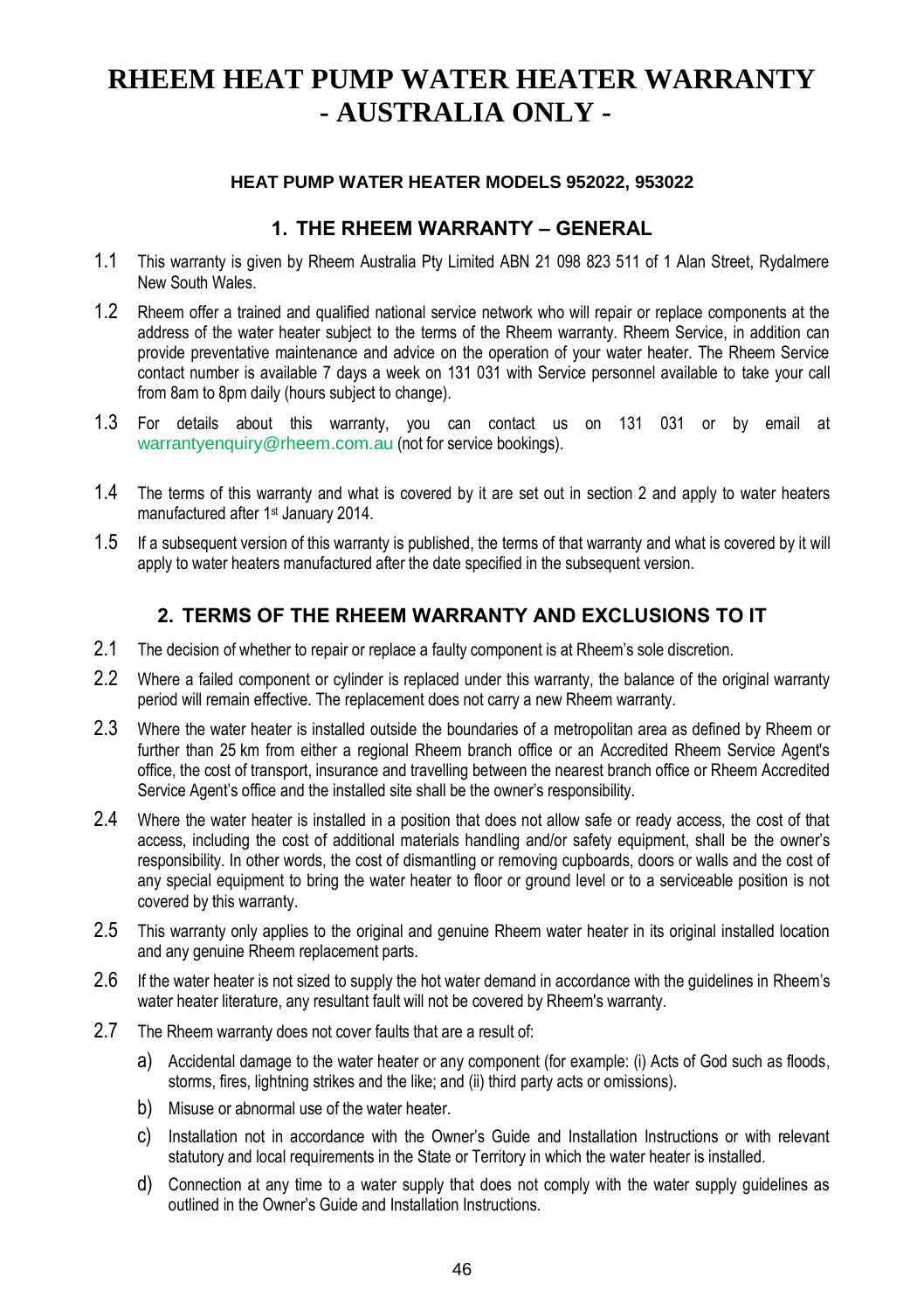# RHEEM HEAT PUMP WATER HEATER WARRANTY - AUSTRALIA ONLY -

**HEAT PUMP WATER HEATER MODELS 952022, 953022**

## 1. THE RHEEM WARRANTY – GENERAL

1.1 This warranty is given by Rheem Australia Pty Limited ABN 21 098 823 511 of 1 Alan Street, Rydalmere New South Wales.

1.2 Rheem offer a trained and qualified national service network who will repair or replace components at the address of the water heater subject to the terms of the Rheem warranty. Rheem Service, in addition can provide preventative maintenance and advice on the operation of your water heater. The Rheem Service contact number is available 7 days a week on 131 031 with Service personnel available to take your call from 8am to 8pm daily (hours subject to change).

1.3 For details about this warranty, you can contact us on 131 031 or by email at warrantyenquiry@rheem.com.au (not for service bookings).

1.4 The terms of this warranty and what is covered by it are set out in section 2 and apply to water heaters manufactured after 1st January 2014.

1.5 If a subsequent version of this warranty is published, the terms of that warranty and what is covered by it will apply to water heaters manufactured after the date specified in the subsequent version.

## 2. TERMS OF THE RHEEM WARRANTY AND EXCLUSIONS TO IT

2.1 The decision of whether to repair or replace a faulty component is at Rheem's sole discretion.

2.2 Where a failed component or cylinder is replaced under this warranty, the balance of the original warranty period will remain effective. The replacement does not carry a new Rheem warranty.

2.3 Where the water heater is installed outside the boundaries of a metropolitan area as defined by Rheem or further than 25 km from either a regional Rheem branch office or an Accredited Rheem Service Agent's office, the cost of transport, insurance and travelling between the nearest branch office or Rheem Accredited Service Agent's office and the installed site shall be the owner's responsibility.

2.4 Where the water heater is installed in a position that does not allow safe or ready access, the cost of that access, including the cost of additional materials handling and/or safety equipment, shall be the owner's responsibility. In other words, the cost of dismantling or removing cupboards, doors or walls and the cost of any special equipment to bring the water heater to floor or ground level or to a serviceable position is not covered by this warranty.

2.5 This warranty only applies to the original and genuine Rheem water heater in its original installed location and any genuine Rheem replacement parts.

2.6 If the water heater is not sized to supply the hot water demand in accordance with the guidelines in Rheem's water heater literature, any resultant fault will not be covered by Rheem's warranty.

2.7 The Rheem warranty does not cover faults that are a result of:

a) Accidental damage to the water heater or any component (for example: (i) Acts of God such as floods, storms, fires, lightning strikes and the like; and (ii) third party acts or omissions).

b) Misuse or abnormal use of the water heater.

c) Installation not in accordance with the Owner's Guide and Installation Instructions or with relevant statutory and local requirements in the State or Territory in which the water heater is installed.

d) Connection at any time to a water supply that does not comply with the water supply guidelines as outlined in the Owner's Guide and Installation Instructions.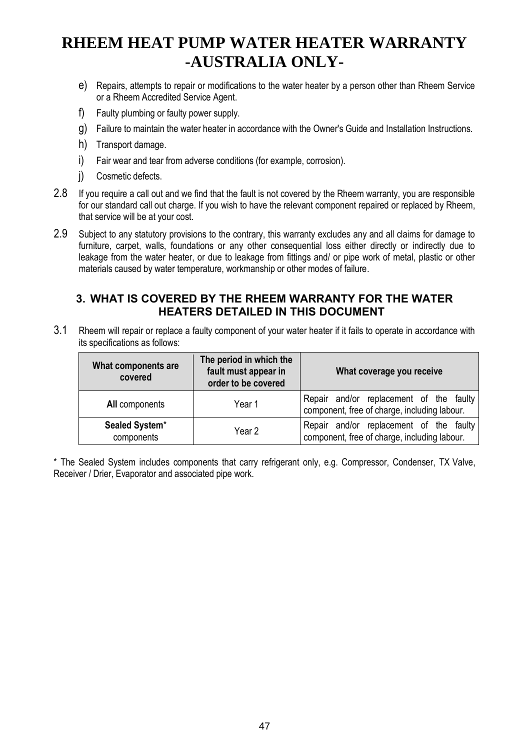# RHEEM HEAT PUMP WATER HEATER WARRANTY -AUSTRALIA ONLY-

e) Repairs, attempts to repair or modifications to the water heater by a person other than Rheem Service or a Rheem Accredited Service Agent.

f) Faulty plumbing or faulty power supply.

g) Failure to maintain the water heater in accordance with the Owner's Guide and Installation Instructions.

h) Transport damage.

i) Fair wear and tear from adverse conditions (for example, corrosion).

j) Cosmetic defects.

2.8 If you require a call out and we find that the fault is not covered by the Rheem warranty, you are responsible for our standard call out charge. If you wish to have the relevant component repaired or replaced by Rheem, that service will be at your cost.

2.9 Subject to any statutory provisions to the contrary, this warranty excludes any and all claims for damage to furniture, carpet, walls, foundations or any other consequential loss either directly or indirectly due to leakage from the water heater, or due to leakage from fittings and/ or pipe work of metal, plastic or other materials caused by water temperature, workmanship or other modes of failure.

## 3. WHAT IS COVERED BY THE RHEEM WARRANTY FOR THE WATER HEATERS DETAILED IN THIS DOCUMENT

3.1 Rheem will repair or replace a faulty component of your water heater if it fails to operate in accordance with its specifications as follows:

| What components are covered | The period in which the fault must appear in order to be covered | What coverage you receive |
|---|---|---|
| **All** components | Year 1 | Repair and/or replacement of the faulty component, free of charge, including labour. |
| **Sealed System*** components | Year 2 | Repair and/or replacement of the faulty component, free of charge, including labour. |

* The Sealed System includes components that carry refrigerant only, e.g. Compressor, Condenser, TX Valve, Receiver / Drier, Evaporator and associated pipe work.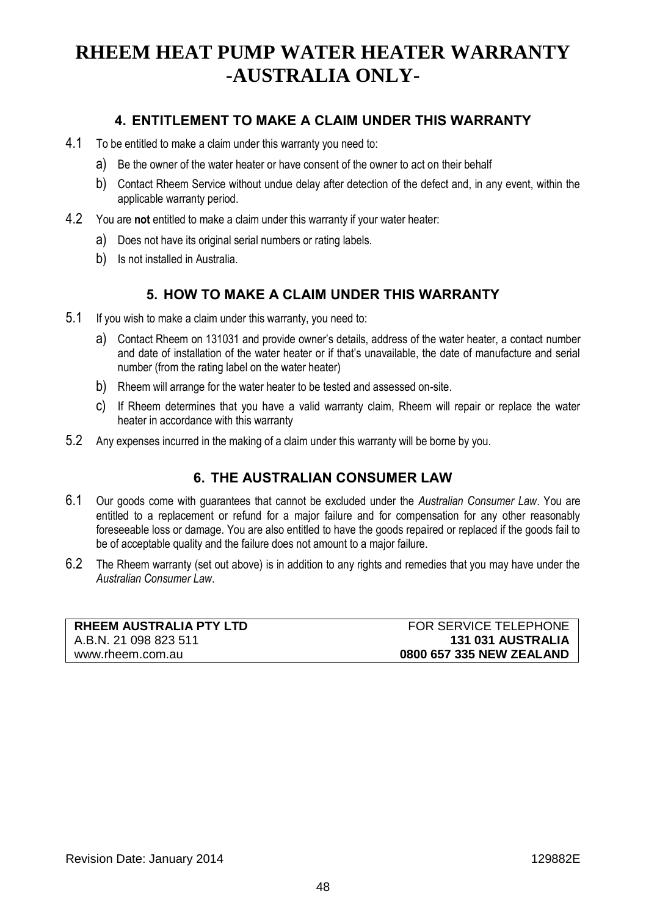# RHEEM HEAT PUMP WATER HEATER WARRANTY -AUSTRALIA ONLY-

## 4. ENTITLEMENT TO MAKE A CLAIM UNDER THIS WARRANTY

4.1 To be entitled to make a claim under this warranty you need to:

a) Be the owner of the water heater or have consent of the owner to act on their behalf

b) Contact Rheem Service without undue delay after detection of the defect and, in any event, within the applicable warranty period.

4.2 You are **not** entitled to make a claim under this warranty if your water heater:

a) Does not have its original serial numbers or rating labels.

b) Is not installed in Australia.

## 5. HOW TO MAKE A CLAIM UNDER THIS WARRANTY

5.1 If you wish to make a claim under this warranty, you need to:

a) Contact Rheem on 131031 and provide owner's details, address of the water heater, a contact number and date of installation of the water heater or if that's unavailable, the date of manufacture and serial number (from the rating label on the water heater)

b) Rheem will arrange for the water heater to be tested and assessed on-site.

c) If Rheem determines that you have a valid warranty claim, Rheem will repair or replace the water heater in accordance with this warranty

5.2 Any expenses incurred in the making of a claim under this warranty will be borne by you.

## 6. THE AUSTRALIAN CONSUMER LAW

6.1 Our goods come with guarantees that cannot be excluded under the *Australian Consumer Law*. You are entitled to a replacement or refund for a major failure and for compensation for any other reasonably foreseeable loss or damage. You are also entitled to have the goods repaired or replaced if the goods fail to be of acceptable quality and the failure does not amount to a major failure.

6.2 The Rheem warranty (set out above) is in addition to any rights and remedies that you may have under the *Australian Consumer Law*.

| | |
|---|---|
| **RHEEM AUSTRALIA PTY LTD** | FOR SERVICE TELEPHONE |
| A.B.N. 21 098 823 511 | **131 031 AUSTRALIA** |
| www.rheem.com.au | **0800 657 335 NEW ZEALAND** |

Revision Date: January 2014 129882E